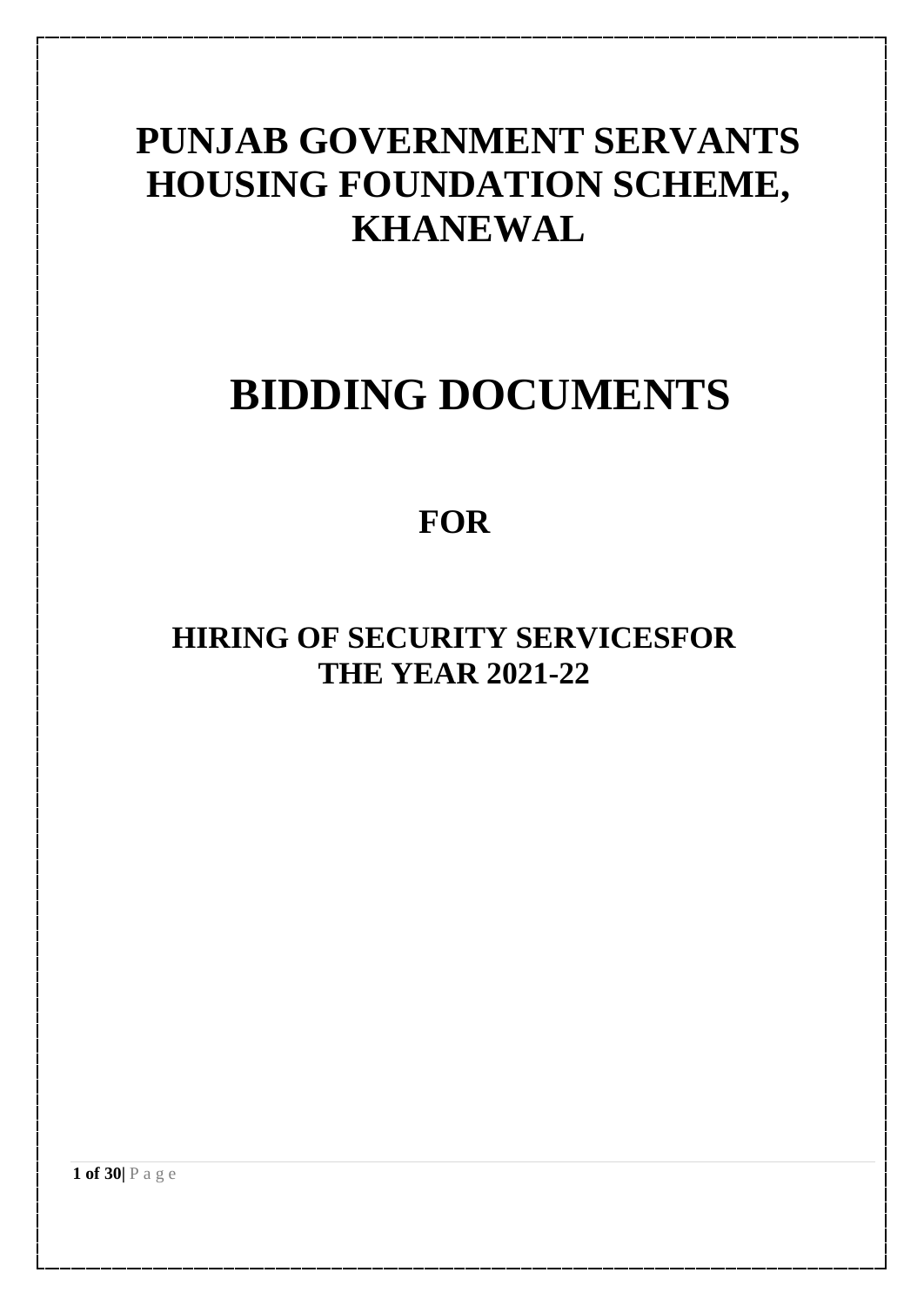# PUNJAB GOVERNMENT SERVANTS HOUSING FOUNDATION SCHEME, KHANEWAL

# BIDDING DOCUMENTS

## FOR

## HIRING OF SECURITY SERVICESFOR THE YEAR 2021-22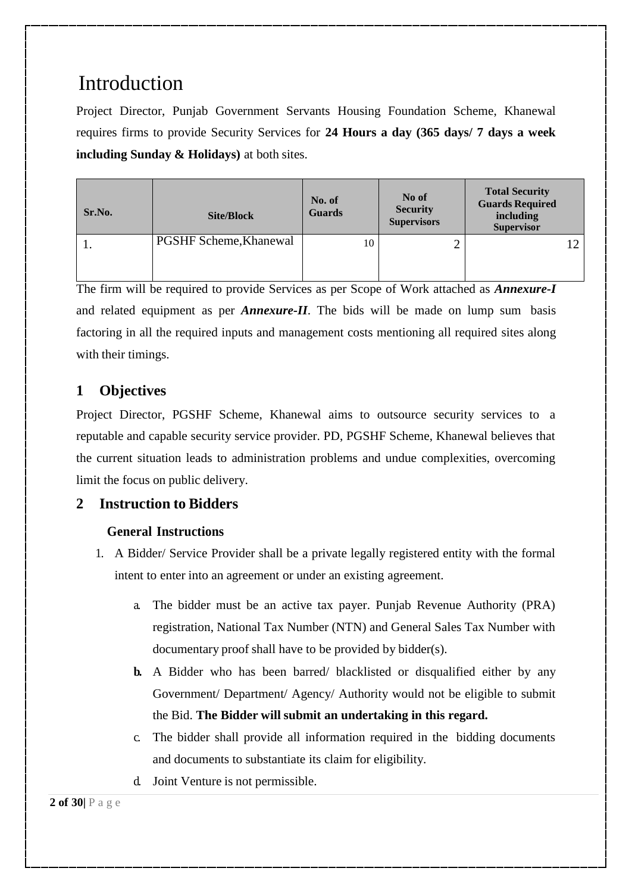# Introduction

Project Director, Punjab Government Servants Housing Foundation Scheme, Khanewal requires firms to provide Security Services for **24 Hours a day (365 days/ 7 days a week including Sunday & Holidays)** at both sites.

| Sr.No. | Site/Block | No. of Guards | No of Security Supervisors | Total Security Guards Required including Supervisor |
|---|---|---|---|---|
| 1. | PGSHF Scheme,Khanewal | 10 | 2 | 12 |

The firm will be required to provide Services as per Scope of Work attached as ***Annexure-I*** and related equipment as per ***Annexure-II***. The bids will be made on lump sum basis factoring in all the required inputs and management costs mentioning all required sites along with their timings.

## 1 Objectives

Project Director, PGSHF Scheme, Khanewal aims to outsource security services to a reputable and capable security service provider. PD, PGSHF Scheme, Khanewal believes that the current situation leads to administration problems and undue complexities, overcoming limit the focus on public delivery.

## 2 Instruction to Bidders

### General Instructions

1. A Bidder/ Service Provider shall be a private legally registered entity with the formal intent to enter into an agreement or under an existing agreement.

   a. The bidder must be an active tax payer. Punjab Revenue Authority (PRA) registration, National Tax Number (NTN) and General Sales Tax Number with documentary proof shall have to be provided by bidder(s).

   **b.** A Bidder who has been barred/ blacklisted or disqualified either by any Government/ Department/ Agency/ Authority would not be eligible to submit the Bid. **The Bidder will submit an undertaking in this regard.**

   c. The bidder shall provide all information required in the bidding documents and documents to substantiate its claim for eligibility.

   d. Joint Venture is not permissible.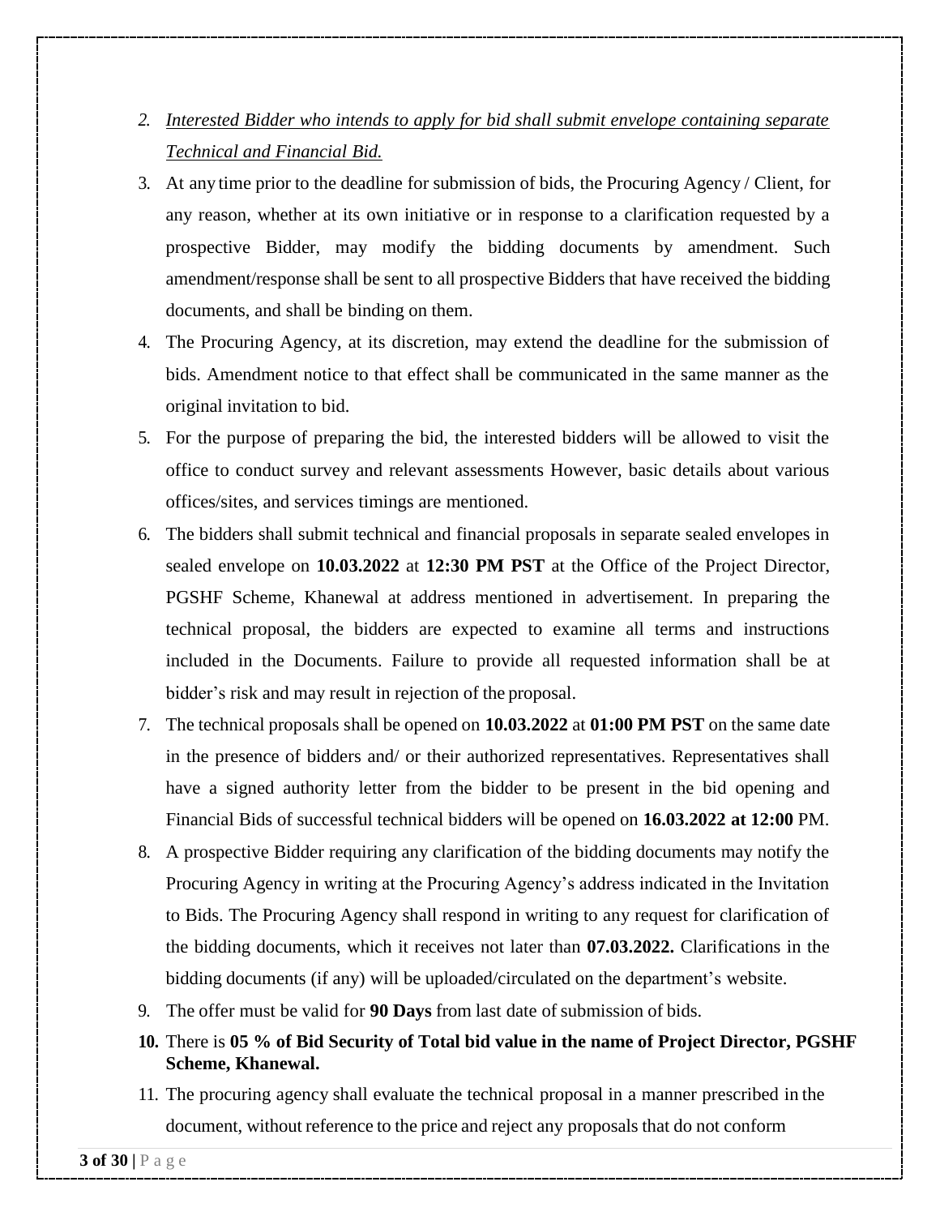2. *Interested Bidder who intends to apply for bid shall submit envelope containing separate Technical and Financial Bid.*
3. At any time prior to the deadline for submission of bids, the Procuring Agency / Client, for any reason, whether at its own initiative or in response to a clarification requested by a prospective Bidder, may modify the bidding documents by amendment. Such amendment/response shall be sent to all prospective Bidders that have received the bidding documents, and shall be binding on them.
4. The Procuring Agency, at its discretion, may extend the deadline for the submission of bids. Amendment notice to that effect shall be communicated in the same manner as the original invitation to bid.
5. For the purpose of preparing the bid, the interested bidders will be allowed to visit the office to conduct survey and relevant assessments However, basic details about various offices/sites, and services timings are mentioned.
6. The bidders shall submit technical and financial proposals in separate sealed envelopes in sealed envelope on **10.03.2022** at **12:30 PM PST** at the Office of the Project Director, PGSHF Scheme, Khanewal at address mentioned in advertisement. In preparing the technical proposal, the bidders are expected to examine all terms and instructions included in the Documents. Failure to provide all requested information shall be at bidder's risk and may result in rejection of the proposal.
7. The technical proposals shall be opened on **10.03.2022** at **01:00 PM PST** on the same date in the presence of bidders and/ or their authorized representatives. Representatives shall have a signed authority letter from the bidder to be present in the bid opening and Financial Bids of successful technical bidders will be opened on **16.03.2022 at 12:00** PM.
8. A prospective Bidder requiring any clarification of the bidding documents may notify the Procuring Agency in writing at the Procuring Agency's address indicated in the Invitation to Bids. The Procuring Agency shall respond in writing to any request for clarification of the bidding documents, which it receives not later than **07.03.2022.** Clarifications in the bidding documents (if any) will be uploaded/circulated on the department's website.
9. The offer must be valid for **90 Days** from last date of submission of bids.
10. There is **05 % of Bid Security of Total bid value in the name of Project Director, PGSHF Scheme, Khanewal.**
11. The procuring agency shall evaluate the technical proposal in a manner prescribed in the document, without reference to the price and reject any proposals that do not conform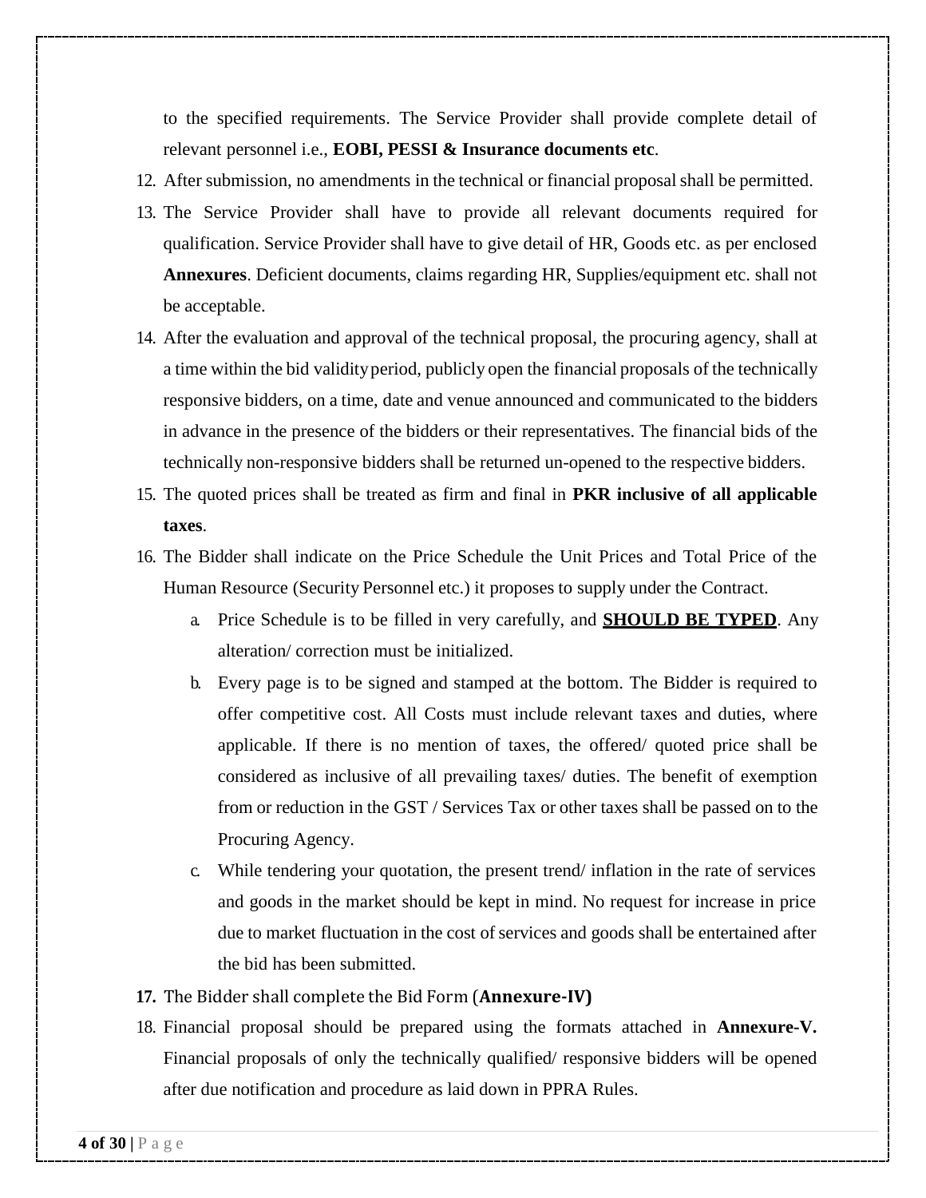to the specified requirements. The Service Provider shall provide complete detail of relevant personnel i.e., **EOBI, PESSI & Insurance documents etc**.

12. After submission, no amendments in the technical or financial proposal shall be permitted.
13. The Service Provider shall have to provide all relevant documents required for qualification. Service Provider shall have to give detail of HR, Goods etc. as per enclosed **Annexures**. Deficient documents, claims regarding HR, Supplies/equipment etc. shall not be acceptable.
14. After the evaluation and approval of the technical proposal, the procuring agency, shall at a time within the bid validity period, publicly open the financial proposals of the technically responsive bidders, on a time, date and venue announced and communicated to the bidders in advance in the presence of the bidders or their representatives. The financial bids of the technically non-responsive bidders shall be returned un-opened to the respective bidders.
15. The quoted prices shall be treated as firm and final in **PKR inclusive of all applicable taxes**.
16. The Bidder shall indicate on the Price Schedule the Unit Prices and Total Price of the Human Resource (Security Personnel etc.) it proposes to supply under the Contract.
    a. Price Schedule is to be filled in very carefully, and **<u>SHOULD BE TYPED</u>**. Any alteration/ correction must be initialized.
    b. Every page is to be signed and stamped at the bottom. The Bidder is required to offer competitive cost. All Costs must include relevant taxes and duties, where applicable. If there is no mention of taxes, the offered/ quoted price shall be considered as inclusive of all prevailing taxes/ duties. The benefit of exemption from or reduction in the GST / Services Tax or other taxes shall be passed on to the Procuring Agency.
    c. While tendering your quotation, the present trend/ inflation in the rate of services and goods in the market should be kept in mind. No request for increase in price due to market fluctuation in the cost of services and goods shall be entertained after the bid has been submitted.
17. The Bidder shall complete the Bid Form (**Annexure-IV)**
18. Financial proposal should be prepared using the formats attached in **Annexure-V.** Financial proposals of only the technically qualified/ responsive bidders will be opened after due notification and procedure as laid down in PPRA Rules.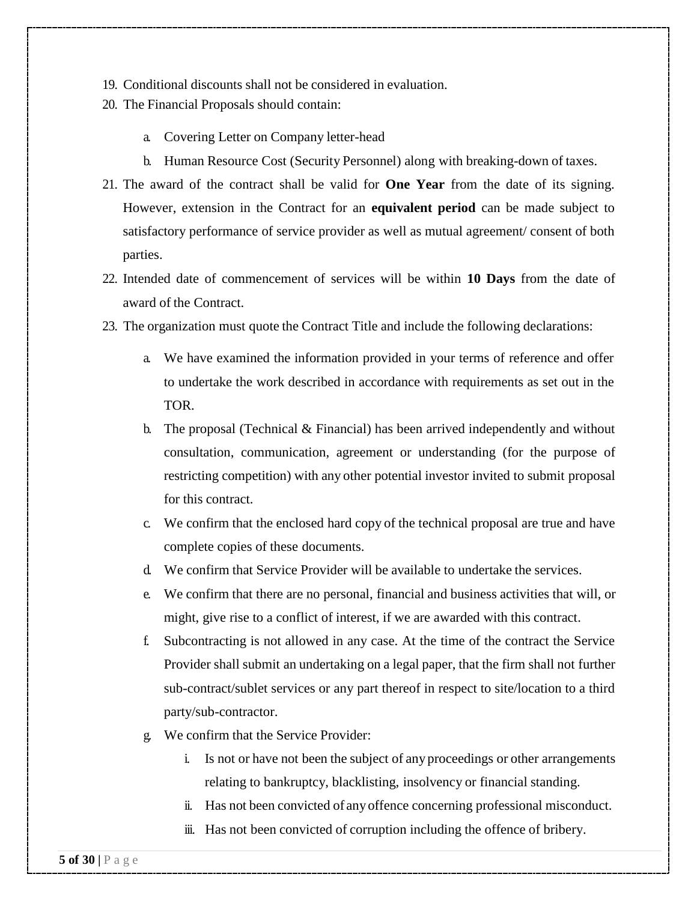19. Conditional discounts shall not be considered in evaluation.
20. The Financial Proposals should contain:
    a. Covering Letter on Company letter-head
    b. Human Resource Cost (Security Personnel) along with breaking-down of taxes.
21. The award of the contract shall be valid for **One Year** from the date of its signing. However, extension in the Contract for an **equivalent period** can be made subject to satisfactory performance of service provider as well as mutual agreement/ consent of both parties.
22. Intended date of commencement of services will be within **10 Days** from the date of award of the Contract.
23. The organization must quote the Contract Title and include the following declarations:
    a. We have examined the information provided in your terms of reference and offer to undertake the work described in accordance with requirements as set out in the TOR.
    b. The proposal (Technical & Financial) has been arrived independently and without consultation, communication, agreement or understanding (for the purpose of restricting competition) with any other potential investor invited to submit proposal for this contract.
    c. We confirm that the enclosed hard copy of the technical proposal are true and have complete copies of these documents.
    d. We confirm that Service Provider will be available to undertake the services.
    e. We confirm that there are no personal, financial and business activities that will, or might, give rise to a conflict of interest, if we are awarded with this contract.
    f. Subcontracting is not allowed in any case. At the time of the contract the Service Provider shall submit an undertaking on a legal paper, that the firm shall not further sub-contract/sublet services or any part thereof in respect to site/location to a third party/sub-contractor.
    g. We confirm that the Service Provider:
        i. Is not or have not been the subject of any proceedings or other arrangements relating to bankruptcy, blacklisting, insolvency or financial standing.
        ii. Has not been convicted of any offence concerning professional misconduct.
        iii. Has not been convicted of corruption including the offence of bribery.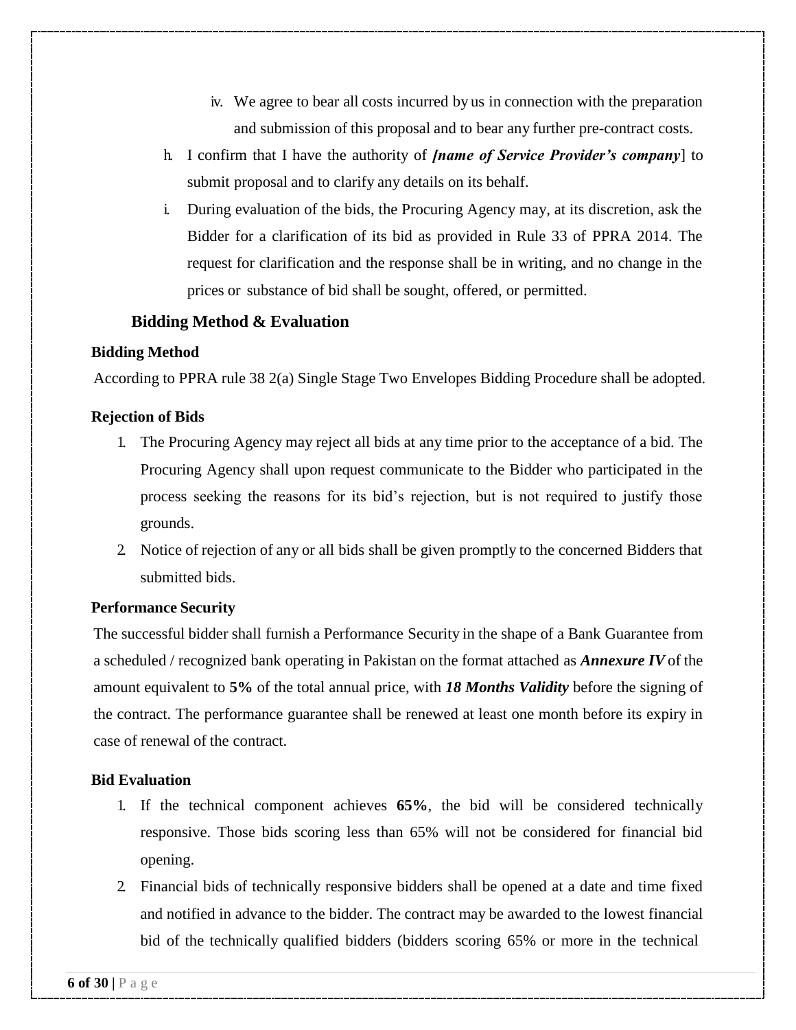iv. We agree to bear all costs incurred by us in connection with the preparation and submission of this proposal and to bear any further pre-contract costs.

h. I confirm that I have the authority of ***[name of Service Provider's company***] to submit proposal and to clarify any details on its behalf.

i. During evaluation of the bids, the Procuring Agency may, at its discretion, ask the Bidder for a clarification of its bid as provided in Rule 33 of PPRA 2014. The request for clarification and the response shall be in writing, and no change in the prices or substance of bid shall be sought, offered, or permitted.

## Bidding Method & Evaluation

### Bidding Method

According to PPRA rule 38 2(a) Single Stage Two Envelopes Bidding Procedure shall be adopted.

### Rejection of Bids

1. The Procuring Agency may reject all bids at any time prior to the acceptance of a bid. The Procuring Agency shall upon request communicate to the Bidder who participated in the process seeking the reasons for its bid's rejection, but is not required to justify those grounds.
2. Notice of rejection of any or all bids shall be given promptly to the concerned Bidders that submitted bids.

### Performance Security

The successful bidder shall furnish a Performance Security in the shape of a Bank Guarantee from a scheduled / recognized bank operating in Pakistan on the format attached as ***Annexure IV*** of the amount equivalent to **5%** of the total annual price, with ***18 Months Validity*** before the signing of the contract. The performance guarantee shall be renewed at least one month before its expiry in case of renewal of the contract.

### Bid Evaluation

1. If the technical component achieves **65%**, the bid will be considered technically responsive. Those bids scoring less than 65% will not be considered for financial bid opening.
2. Financial bids of technically responsive bidders shall be opened at a date and time fixed and notified in advance to the bidder. The contract may be awarded to the lowest financial bid of the technically qualified bidders (bidders scoring 65% or more in the technical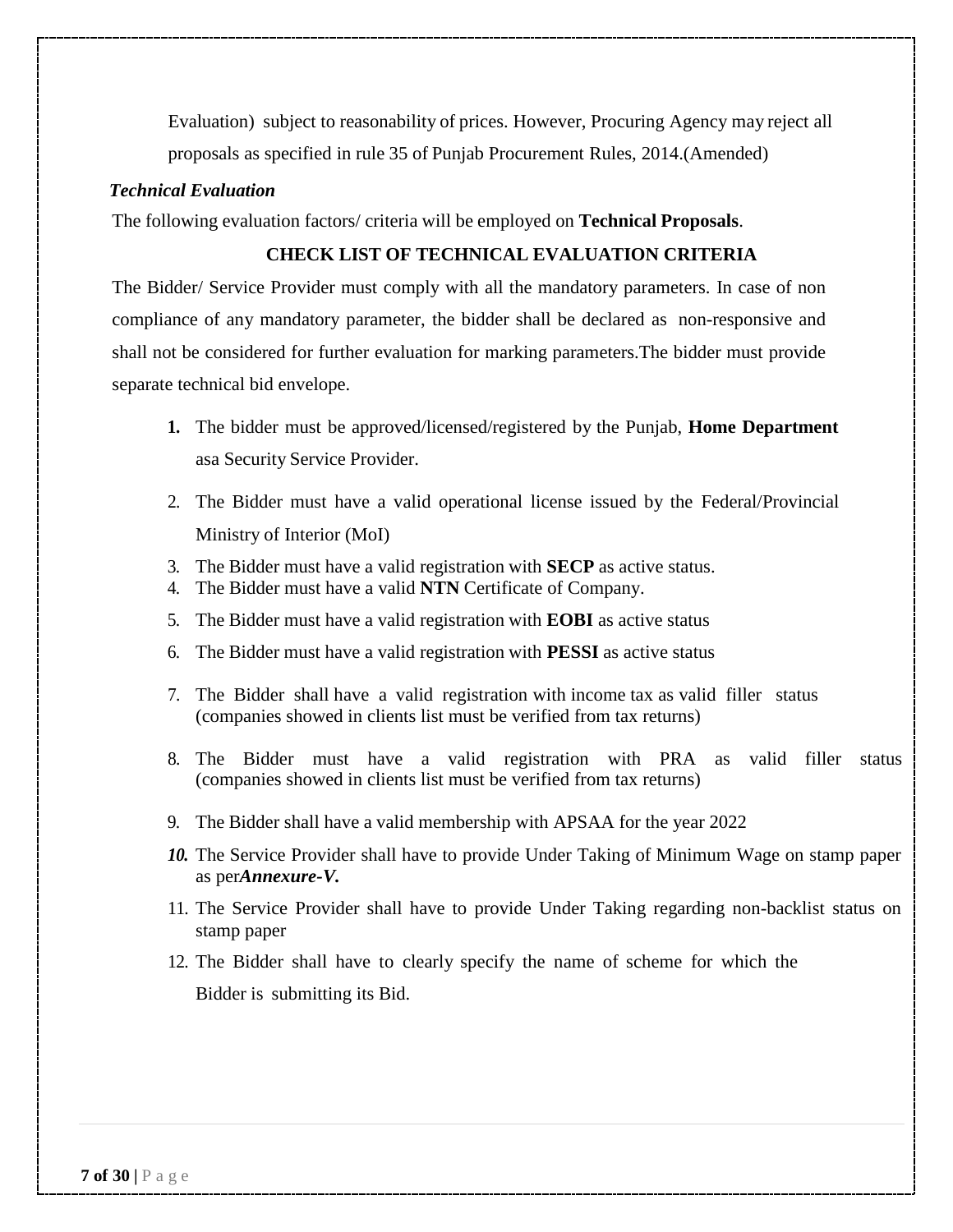Evaluation) subject to reasonability of prices. However, Procuring Agency may reject all proposals as specified in rule 35 of Punjab Procurement Rules, 2014.(Amended)

***Technical Evaluation***

The following evaluation factors/ criteria will be employed on **Technical Proposals**.

**CHECK LIST OF TECHNICAL EVALUATION CRITERIA**

The Bidder/ Service Provider must comply with all the mandatory parameters. In case of non compliance of any mandatory parameter, the bidder shall be declared as non-responsive and shall not be considered for further evaluation for marking parameters.The bidder must provide separate technical bid envelope.

1. The bidder must be approved/licensed/registered by the Punjab, **Home Department** asa Security Service Provider.
2. The Bidder must have a valid operational license issued by the Federal/Provincial Ministry of Interior (MoI)
3. The Bidder must have a valid registration with **SECP** as active status.
4. The Bidder must have a valid **NTN** Certificate of Company.
5. The Bidder must have a valid registration with **EOBI** as active status
6. The Bidder must have a valid registration with **PESSI** as active status
7. The Bidder shall have a valid registration with income tax as valid filler status (companies showed in clients list must be verified from tax returns)
8. The Bidder must have a valid registration with PRA as valid filler status (companies showed in clients list must be verified from tax returns)
9. The Bidder shall have a valid membership with APSAA for the year 2022
10. The Service Provider shall have to provide Under Taking of Minimum Wage on stamp paper as per***Annexure-V.***
11. The Service Provider shall have to provide Under Taking regarding non-backlist status on stamp paper
12. The Bidder shall have to clearly specify the name of scheme for which the Bidder is submitting its Bid.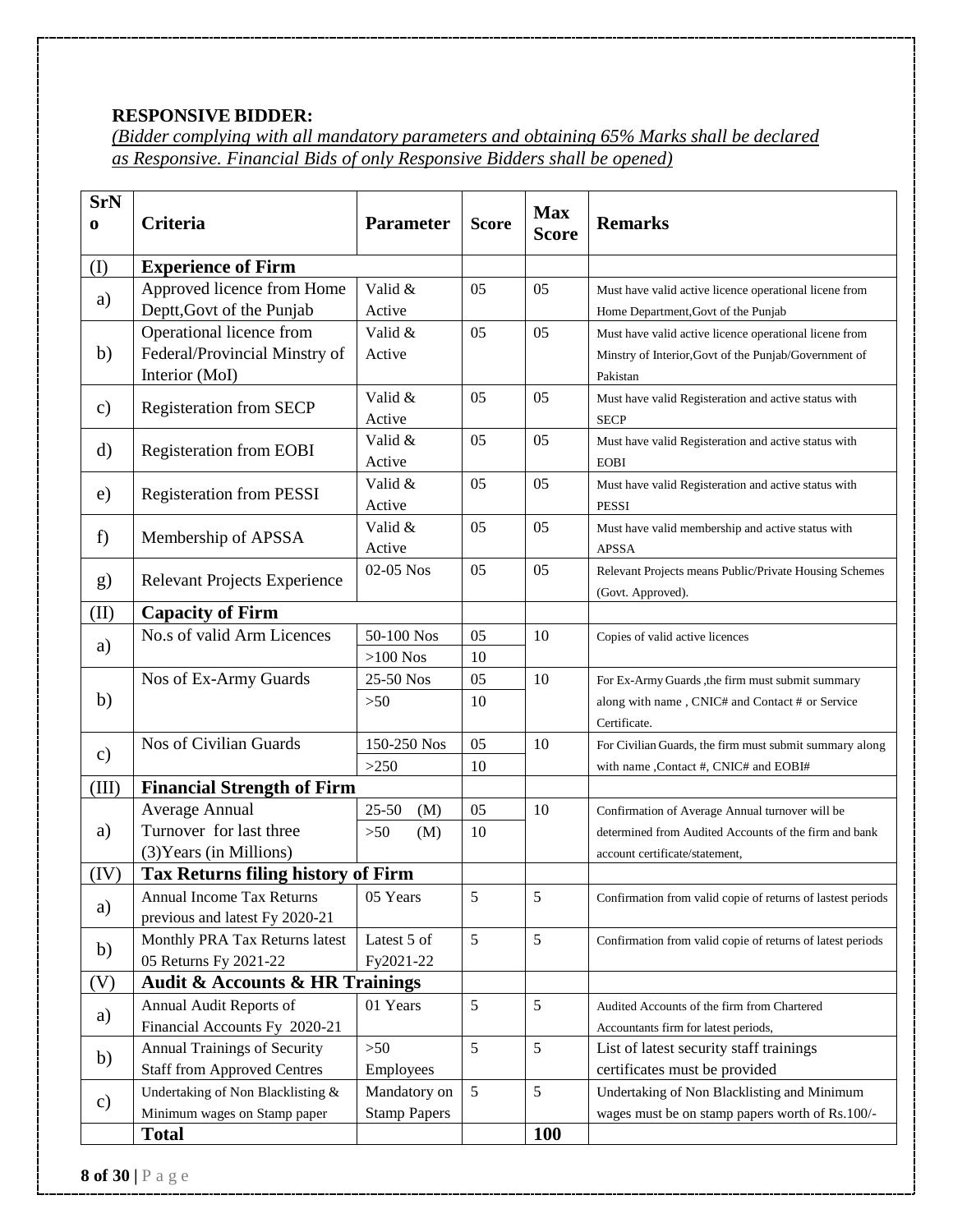**RESPONSIVE BIDDER:**

*(Bidder complying with all mandatory parameters and obtaining 65% Marks shall be declared as Responsive. Financial Bids of only Responsive Bidders shall be opened)*

| SrNo | Criteria | Parameter | Score | Max Score | Remarks |
|---|---|---|---|---|---|
| (I) | **Experience of Firm** | | | | |
| a) | Approved licence from Home Deptt,Govt of the Punjab | Valid & Active | 05 | 05 | Must have valid active licence operational licene from Home Department,Govt of the Punjab |
| b) | Operational licence from Federal/Provincial Minstry of Interior (MoI) | Valid & Active | 05 | 05 | Must have valid active licence operational licene from Minstry of Interior,Govt of the Punjab/Government of Pakistan |
| c) | Registeration from SECP | Valid & Active | 05 | 05 | Must have valid Registeration and active status with SECP |
| d) | Registeration from EOBI | Valid & Active | 05 | 05 | Must have valid Registeration and active status with EOBI |
| e) | Registeration from PESSI | Valid & Active | 05 | 05 | Must have valid Registeration and active status with PESSI |
| f) | Membership of APSSA | Valid & Active | 05 | 05 | Must have valid membership and active status with APSSA |
| g) | Relevant Projects Experience | 02-05 Nos | 05 | 05 | Relevant Projects means Public/Private Housing Schemes (Govt. Approved). |
| (II) | **Capacity of Firm** | | | | |
| a) | No.s of valid Arm Licences | 50-100 Nos | 05 | 10 | Copies of valid active licences |
| | | >100 Nos | 10 | | |
| b) | Nos of Ex-Army Guards | 25-50 Nos | 05 | 10 | For Ex-Army Guards ,the firm must submit summary along with name , CNIC# and Contact # or Service Certificate. |
| | | >50 | 10 | | |
| c) | Nos of Civilian Guards | 150-250 Nos | 05 | 10 | For Civilian Guards, the firm must submit summary along with name ,Contact #, CNIC# and EOBI# |
| | | >250 | 10 | | |
| (III) | **Financial Strength of Firm** | | | | |
| a) | Average Annual Turnover for last three (3)Years (in Millions) | 25-50 (M) | 05 | 10 | Confirmation of Average Annual turnover will be determined from Audited Accounts of the firm and bank account certificate/statement, |
| | | >50 (M) | 10 | | |
| (IV) | **Tax Returns filing history of Firm** | | | | |
| a) | Annual Income Tax Returns previous and latest Fy 2020-21 | 05 Years | 5 | 5 | Confirmation from valid copie of returns of lastest periods |
| b) | Monthly PRA Tax Returns latest 05 Returns Fy 2021-22 | Latest 5 of Fy2021-22 | 5 | 5 | Confirmation from valid copie of returns of latest periods |
| (V) | **Audit & Accounts & HR Trainings** | | | | |
| a) | Annual Audit Reports of Financial Accounts Fy 2020-21 | 01 Years | 5 | 5 | Audited Accounts of the firm from Chartered Accountants firm for latest periods, |
| b) | Annual Trainings of Security Staff from Approved Centres | >50 Employees | 5 | 5 | List of latest security staff trainings certificates must be provided |
| c) | Undertaking of Non Blacklisting & Minimum wages on Stamp paper | Mandatory on Stamp Papers | 5 | 5 | Undertaking of Non Blacklisting and Minimum wages must be on stamp papers worth of Rs.100/- |
| | **Total** | | | **100** | |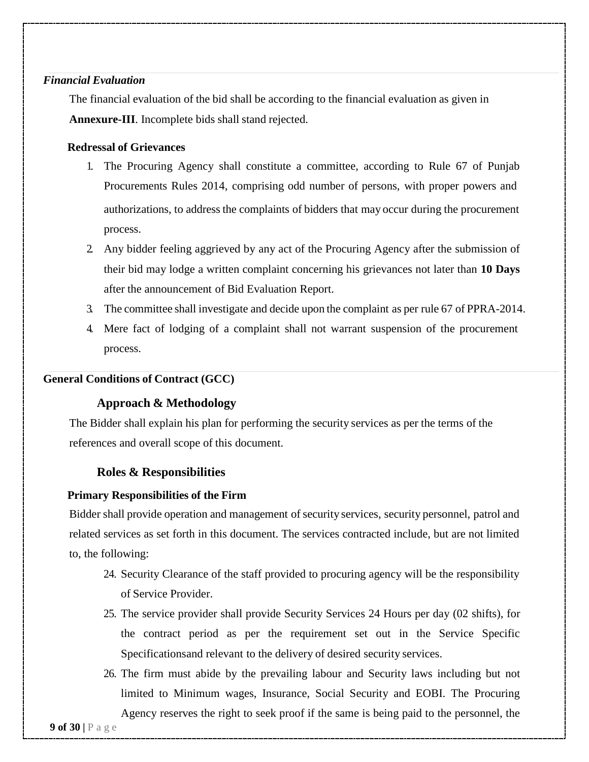*Financial Evaluation*

The financial evaluation of the bid shall be according to the financial evaluation as given in **Annexure-III**. Incomplete bids shall stand rejected.

**Redressal of Grievances**

1. The Procuring Agency shall constitute a committee, according to Rule 67 of Punjab Procurements Rules 2014, comprising odd number of persons, with proper powers and authorizations, to address the complaints of bidders that may occur during the procurement process.
2. Any bidder feeling aggrieved by any act of the Procuring Agency after the submission of their bid may lodge a written complaint concerning his grievances not later than **10 Days** after the announcement of Bid Evaluation Report.
3. The committee shall investigate and decide upon the complaint as per rule 67 of PPRA-2014.
4. Mere fact of lodging of a complaint shall not warrant suspension of the procurement process.

**General Conditions of Contract (GCC)**

## Approach & Methodology

The Bidder shall explain his plan for performing the security services as per the terms of the references and overall scope of this document.

## Roles & Responsibilities

**Primary Responsibilities of the Firm**

Bidder shall provide operation and management of security services, security personnel, patrol and related services as set forth in this document. The services contracted include, but are not limited to, the following:

24. Security Clearance of the staff provided to procuring agency will be the responsibility of Service Provider.
25. The service provider shall provide Security Services 24 Hours per day (02 shifts), for the contract period as per the requirement set out in the Service Specific Specificationsand relevant to the delivery of desired security services.
26. The firm must abide by the prevailing labour and Security laws including but not limited to Minimum wages, Insurance, Social Security and EOBI. The Procuring Agency reserves the right to seek proof if the same is being paid to the personnel, the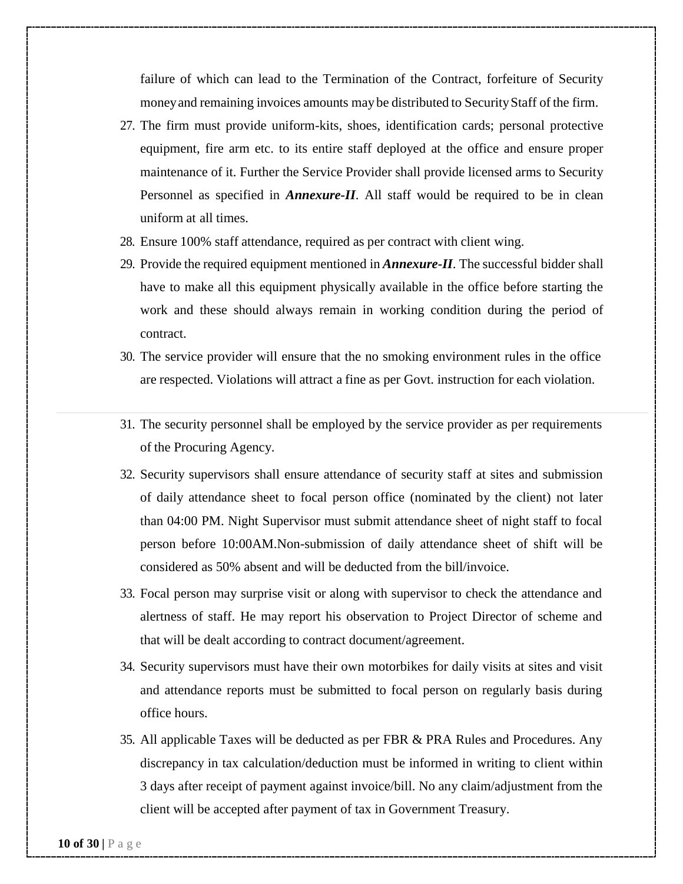failure of which can lead to the Termination of the Contract, forfeiture of Security money and remaining invoices amounts may be distributed to Security Staff of the firm.

27. The firm must provide uniform-kits, shoes, identification cards; personal protective equipment, fire arm etc. to its entire staff deployed at the office and ensure proper maintenance of it. Further the Service Provider shall provide licensed arms to Security Personnel as specified in ***Annexure-II***. All staff would be required to be in clean uniform at all times.
28. Ensure 100% staff attendance, required as per contract with client wing.
29. Provide the required equipment mentioned in ***Annexure-II***. The successful bidder shall have to make all this equipment physically available in the office before starting the work and these should always remain in working condition during the period of contract.
30. The service provider will ensure that the no smoking environment rules in the office are respected. Violations will attract a fine as per Govt. instruction for each violation.
31. The security personnel shall be employed by the service provider as per requirements of the Procuring Agency.
32. Security supervisors shall ensure attendance of security staff at sites and submission of daily attendance sheet to focal person office (nominated by the client) not later than 04:00 PM. Night Supervisor must submit attendance sheet of night staff to focal person before 10:00AM.Non-submission of daily attendance sheet of shift will be considered as 50% absent and will be deducted from the bill/invoice.
33. Focal person may surprise visit or along with supervisor to check the attendance and alertness of staff. He may report his observation to Project Director of scheme and that will be dealt according to contract document/agreement.
34. Security supervisors must have their own motorbikes for daily visits at sites and visit and attendance reports must be submitted to focal person on regularly basis during office hours.
35. All applicable Taxes will be deducted as per FBR & PRA Rules and Procedures. Any discrepancy in tax calculation/deduction must be informed in writing to client within 3 days after receipt of payment against invoice/bill. No any claim/adjustment from the client will be accepted after payment of tax in Government Treasury.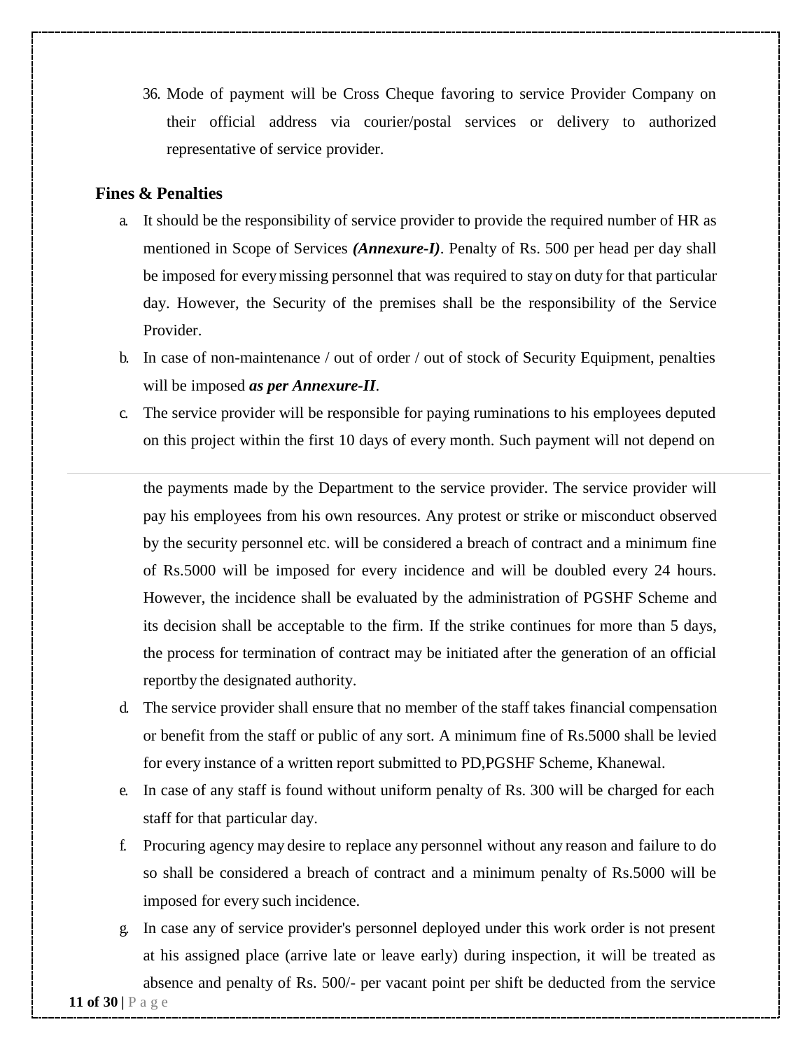36. Mode of payment will be Cross Cheque favoring to service Provider Company on their official address via courier/postal services or delivery to authorized representative of service provider.

**Fines & Penalties**

a. It should be the responsibility of service provider to provide the required number of HR as mentioned in Scope of Services ***(Annexure-I)***. Penalty of Rs. 500 per head per day shall be imposed for every missing personnel that was required to stay on duty for that particular day. However, the Security of the premises shall be the responsibility of the Service Provider.
b. In case of non-maintenance / out of order / out of stock of Security Equipment, penalties will be imposed ***as per Annexure-II***.
c. The service provider will be responsible for paying ruminations to his employees deputed on this project within the first 10 days of every month. Such payment will not depend on the payments made by the Department to the service provider. The service provider will pay his employees from his own resources. Any protest or strike or misconduct observed by the security personnel etc. will be considered a breach of contract and a minimum fine of Rs.5000 will be imposed for every incidence and will be doubled every 24 hours. However, the incidence shall be evaluated by the administration of PGSHF Scheme and its decision shall be acceptable to the firm. If the strike continues for more than 5 days, the process for termination of contract may be initiated after the generation of an official reportby the designated authority.
d. The service provider shall ensure that no member of the staff takes financial compensation or benefit from the staff or public of any sort. A minimum fine of Rs.5000 shall be levied for every instance of a written report submitted to PD,PGSHF Scheme, Khanewal.
e. In case of any staff is found without uniform penalty of Rs. 300 will be charged for each staff for that particular day.
f. Procuring agency may desire to replace any personnel without any reason and failure to do so shall be considered a breach of contract and a minimum penalty of Rs.5000 will be imposed for every such incidence.
g. In case any of service provider's personnel deployed under this work order is not present at his assigned place (arrive late or leave early) during inspection, it will be treated as absence and penalty of Rs. 500/- per vacant point per shift be deducted from the service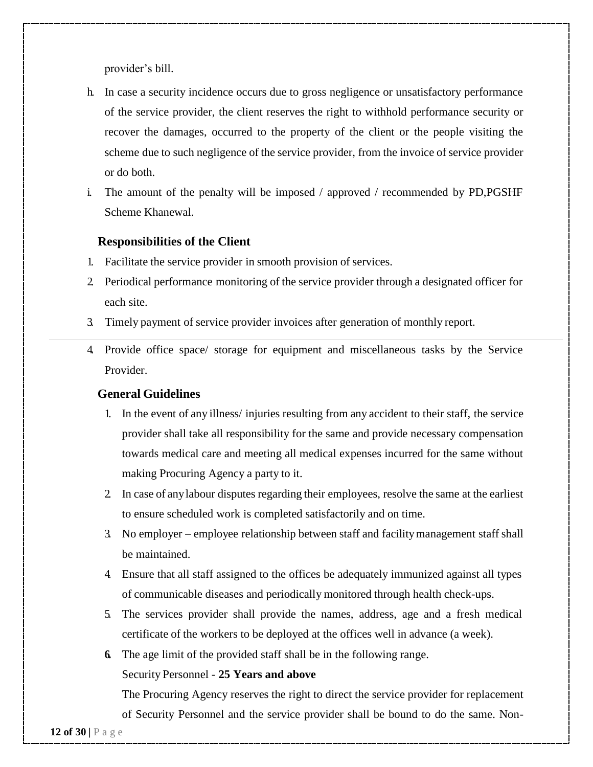provider's bill.

h. In case a security incidence occurs due to gross negligence or unsatisfactory performance of the service provider, the client reserves the right to withhold performance security or recover the damages, occurred to the property of the client or the people visiting the scheme due to such negligence of the service provider, from the invoice of service provider or do both.
i. The amount of the penalty will be imposed / approved / recommended by PD,PGSHF Scheme Khanewal.

### Responsibilities of the Client

1. Facilitate the service provider in smooth provision of services.
2. Periodical performance monitoring of the service provider through a designated officer for each site.
3. Timely payment of service provider invoices after generation of monthly report.
4. Provide office space/ storage for equipment and miscellaneous tasks by the Service Provider.

### General Guidelines

1. In the event of any illness/ injuries resulting from any accident to their staff, the service provider shall take all responsibility for the same and provide necessary compensation towards medical care and meeting all medical expenses incurred for the same without making Procuring Agency a party to it.
2. In case of any labour disputes regarding their employees, resolve the same at the earliest to ensure scheduled work is completed satisfactorily and on time.
3. No employer – employee relationship between staff and facility management staff shall be maintained.
4. Ensure that all staff assigned to the offices be adequately immunized against all types of communicable diseases and periodically monitored through health check-ups.
5. The services provider shall provide the names, address, age and a fresh medical certificate of the workers to be deployed at the offices well in advance (a week).
6. The age limit of the provided staff shall be in the following range.

   Security Personnel - **25 Years and above**

   The Procuring Agency reserves the right to direct the service provider for replacement of Security Personnel and the service provider shall be bound to do the same. Non-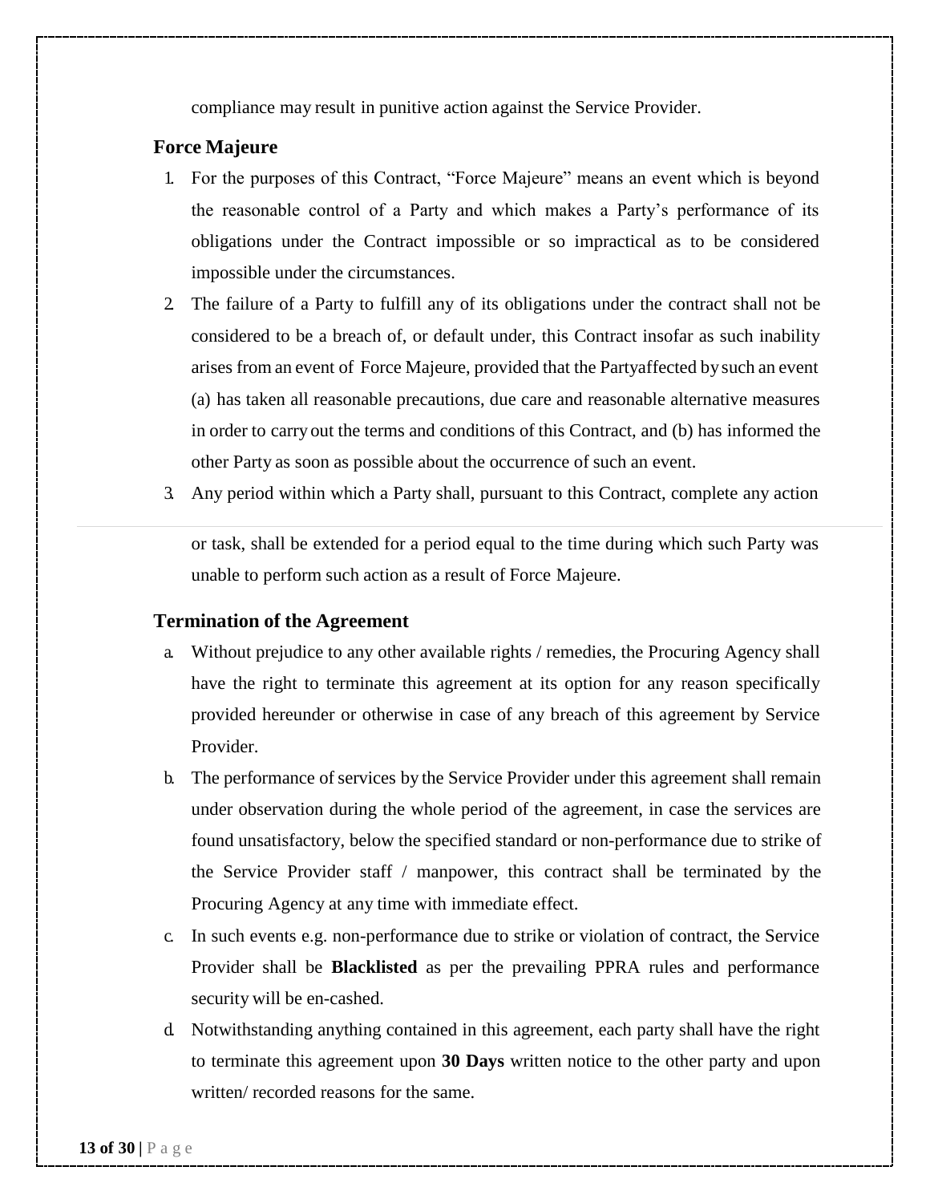compliance may result in punitive action against the Service Provider.

## Force Majeure

1. For the purposes of this Contract, "Force Majeure" means an event which is beyond the reasonable control of a Party and which makes a Party's performance of its obligations under the Contract impossible or so impractical as to be considered impossible under the circumstances.
2. The failure of a Party to fulfill any of its obligations under the contract shall not be considered to be a breach of, or default under, this Contract insofar as such inability arises from an event of Force Majeure, provided that the Partyaffected by such an event (a) has taken all reasonable precautions, due care and reasonable alternative measures in order to carry out the terms and conditions of this Contract, and (b) has informed the other Party as soon as possible about the occurrence of such an event.
3. Any period within which a Party shall, pursuant to this Contract, complete any action or task, shall be extended for a period equal to the time during which such Party was unable to perform such action as a result of Force Majeure.

## Termination of the Agreement

a. Without prejudice to any other available rights / remedies, the Procuring Agency shall have the right to terminate this agreement at its option for any reason specifically provided hereunder or otherwise in case of any breach of this agreement by Service Provider.

b. The performance of services by the Service Provider under this agreement shall remain under observation during the whole period of the agreement, in case the services are found unsatisfactory, below the specified standard or non-performance due to strike of the Service Provider staff / manpower, this contract shall be terminated by the Procuring Agency at any time with immediate effect.

c. In such events e.g. non-performance due to strike or violation of contract, the Service Provider shall be **Blacklisted** as per the prevailing PPRA rules and performance security will be en-cashed.

d. Notwithstanding anything contained in this agreement, each party shall have the right to terminate this agreement upon **30 Days** written notice to the other party and upon written/ recorded reasons for the same.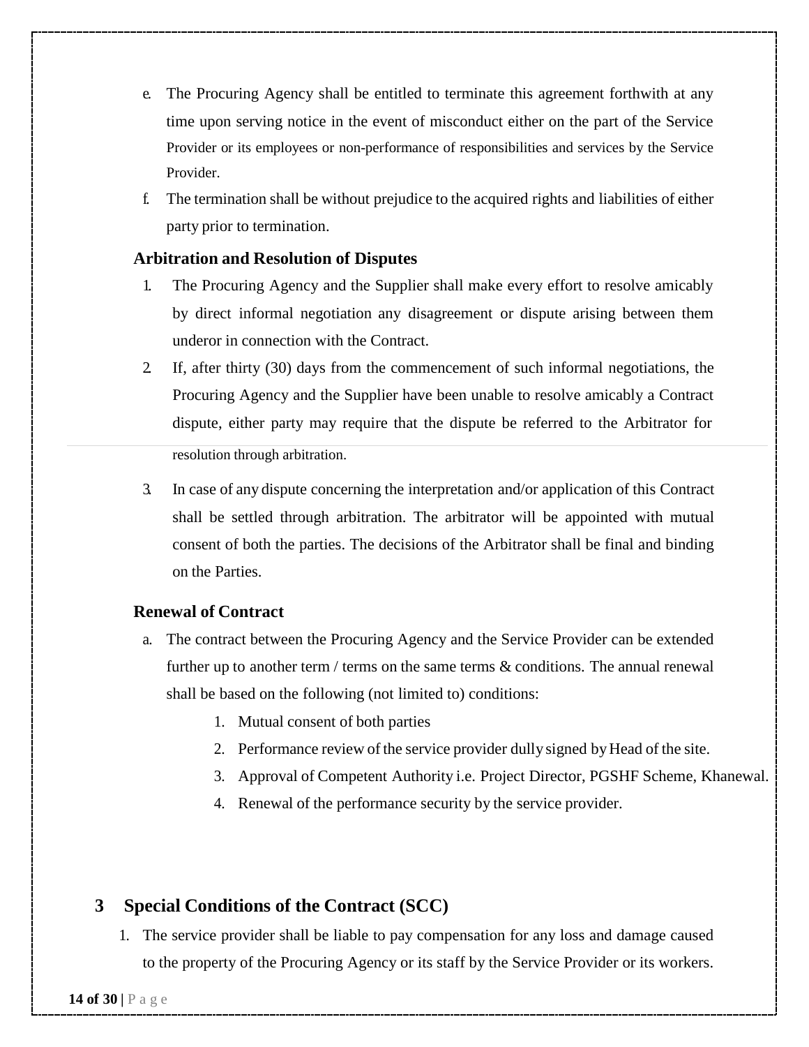e. The Procuring Agency shall be entitled to terminate this agreement forthwith at any time upon serving notice in the event of misconduct either on the part of the Service Provider or its employees or non-performance of responsibilities and services by the Service Provider.

f. The termination shall be without prejudice to the acquired rights and liabilities of either party prior to termination.

### Arbitration and Resolution of Disputes

1. The Procuring Agency and the Supplier shall make every effort to resolve amicably by direct informal negotiation any disagreement or dispute arising between them underor in connection with the Contract.
2. If, after thirty (30) days from the commencement of such informal negotiations, the Procuring Agency and the Supplier have been unable to resolve amicably a Contract dispute, either party may require that the dispute be referred to the Arbitrator for resolution through arbitration.
3. In case of any dispute concerning the interpretation and/or application of this Contract shall be settled through arbitration. The arbitrator will be appointed with mutual consent of both the parties. The decisions of the Arbitrator shall be final and binding on the Parties.

### Renewal of Contract

a. The contract between the Procuring Agency and the Service Provider can be extended further up to another term / terms on the same terms & conditions. The annual renewal shall be based on the following (not limited to) conditions:

   1. Mutual consent of both parties
   2. Performance review of the service provider dully signed by Head of the site.
   3. Approval of Competent Authority i.e. Project Director, PGSHF Scheme, Khanewal.
   4. Renewal of the performance security by the service provider.

## 3 Special Conditions of the Contract (SCC)

1. The service provider shall be liable to pay compensation for any loss and damage caused to the property of the Procuring Agency or its staff by the Service Provider or its workers.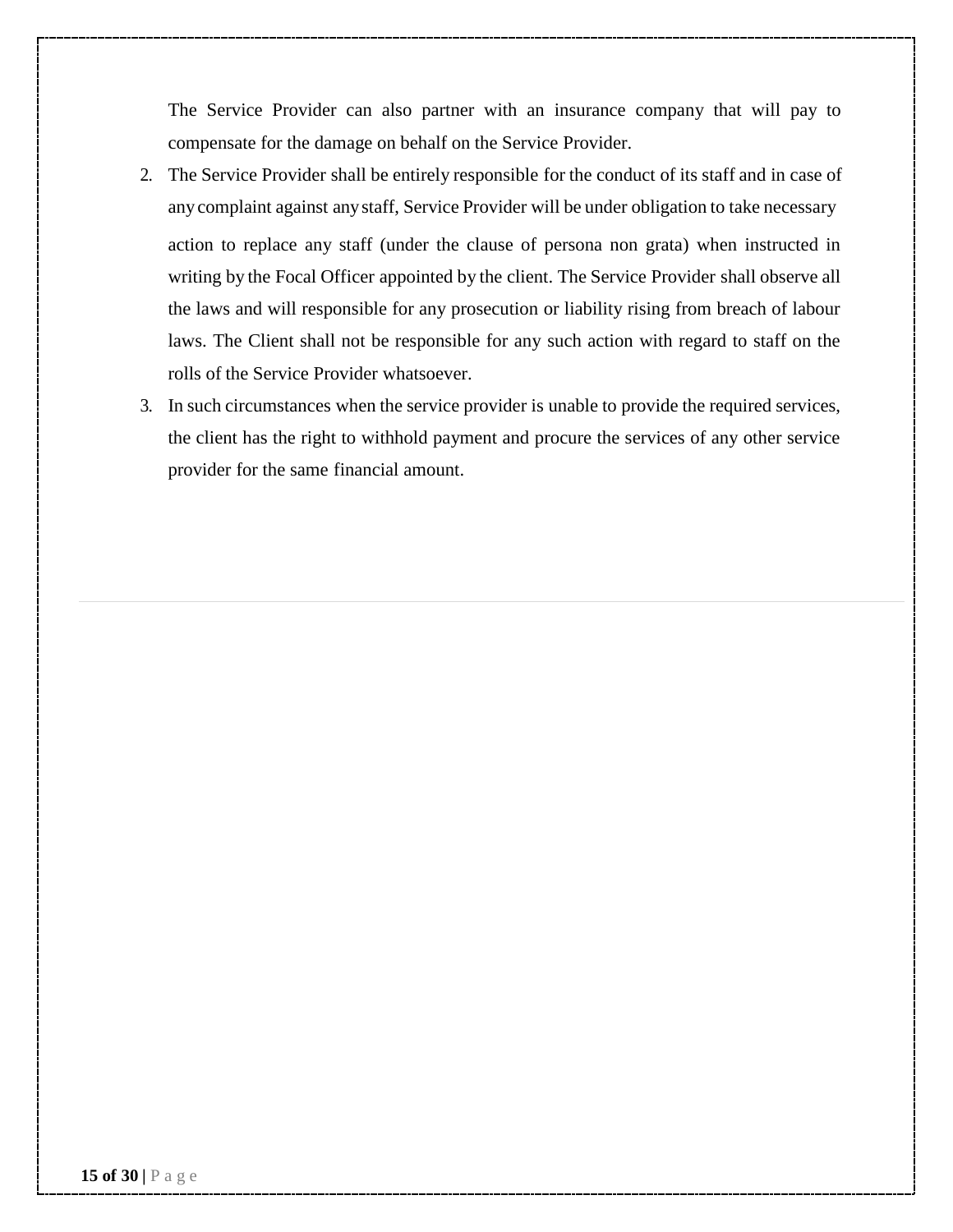The Service Provider can also partner with an insurance company that will pay to compensate for the damage on behalf on the Service Provider.

2. The Service Provider shall be entirely responsible for the conduct of its staff and in case of any complaint against any staff, Service Provider will be under obligation to take necessary action to replace any staff (under the clause of persona non grata) when instructed in writing by the Focal Officer appointed by the client. The Service Provider shall observe all the laws and will responsible for any prosecution or liability rising from breach of labour laws. The Client shall not be responsible for any such action with regard to staff on the rolls of the Service Provider whatsoever.
3. In such circumstances when the service provider is unable to provide the required services, the client has the right to withhold payment and procure the services of any other service provider for the same financial amount.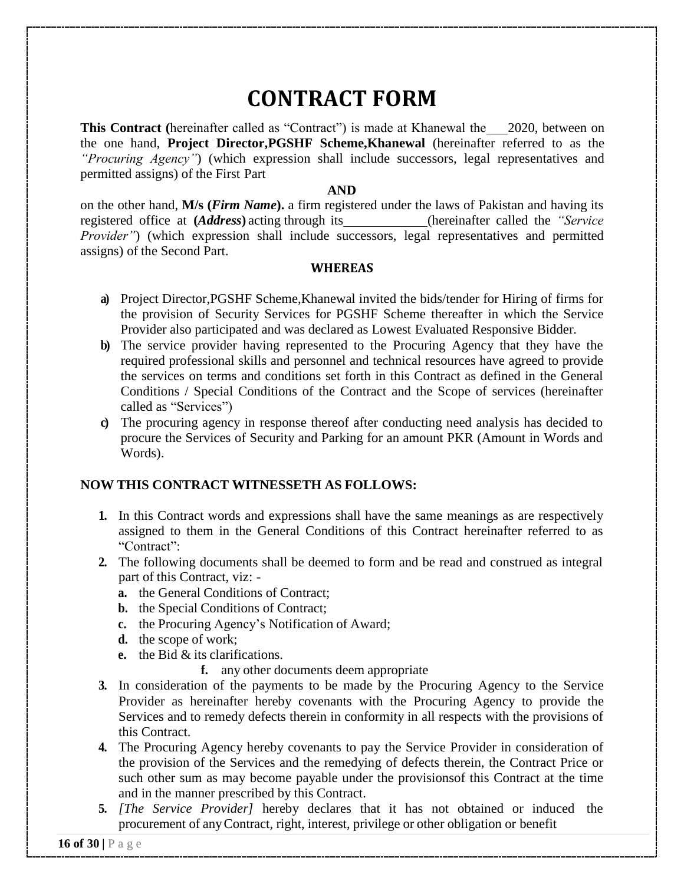# CONTRACT FORM

**This Contract (**hereinafter called as "Contract") is made at Khanewal the___2020, between on the one hand, **Project Director,PGSHF Scheme,Khanewal** (hereinafter referred to as the *"Procuring Agency"*) (which expression shall include successors, legal representatives and permitted assigns) of the First Part

**AND**

on the other hand, **M/s (*Firm Name*).** a firm registered under the laws of Pakistan and having its registered office at **(*Address*)** acting through its____________(hereinafter called the *"Service Provider"*) (which expression shall include successors, legal representatives and permitted assigns) of the Second Part.

**WHEREAS**

- **a)** Project Director,PGSHF Scheme,Khanewal invited the bids/tender for Hiring of firms for the provision of Security Services for PGSHF Scheme thereafter in which the Service Provider also participated and was declared as Lowest Evaluated Responsive Bidder.
- **b)** The service provider having represented to the Procuring Agency that they have the required professional skills and personnel and technical resources have agreed to provide the services on terms and conditions set forth in this Contract as defined in the General Conditions / Special Conditions of the Contract and the Scope of services (hereinafter called as "Services")
- **c)** The procuring agency in response thereof after conducting need analysis has decided to procure the Services of Security and Parking for an amount PKR (Amount in Words and Words).

**NOW THIS CONTRACT WITNESSETH AS FOLLOWS:**

1. In this Contract words and expressions shall have the same meanings as are respectively assigned to them in the General Conditions of this Contract hereinafter referred to as "Contract":
2. The following documents shall be deemed to form and be read and construed as integral part of this Contract, viz: -
   - **a.** the General Conditions of Contract;
   - **b.** the Special Conditions of Contract;
   - **c.** the Procuring Agency's Notification of Award;
   - **d.** the scope of work;
   - **e.** the Bid & its clarifications.
   - **f.** any other documents deem appropriate
3. In consideration of the payments to be made by the Procuring Agency to the Service Provider as hereinafter hereby covenants with the Procuring Agency to provide the Services and to remedy defects therein in conformity in all respects with the provisions of this Contract.
4. The Procuring Agency hereby covenants to pay the Service Provider in consideration of the provision of the Services and the remedying of defects therein, the Contract Price or such other sum as may become payable under the provisionsof this Contract at the time and in the manner prescribed by this Contract.
5. *[The Service Provider]* hereby declares that it has not obtained or induced the procurement of any Contract, right, interest, privilege or other obligation or benefit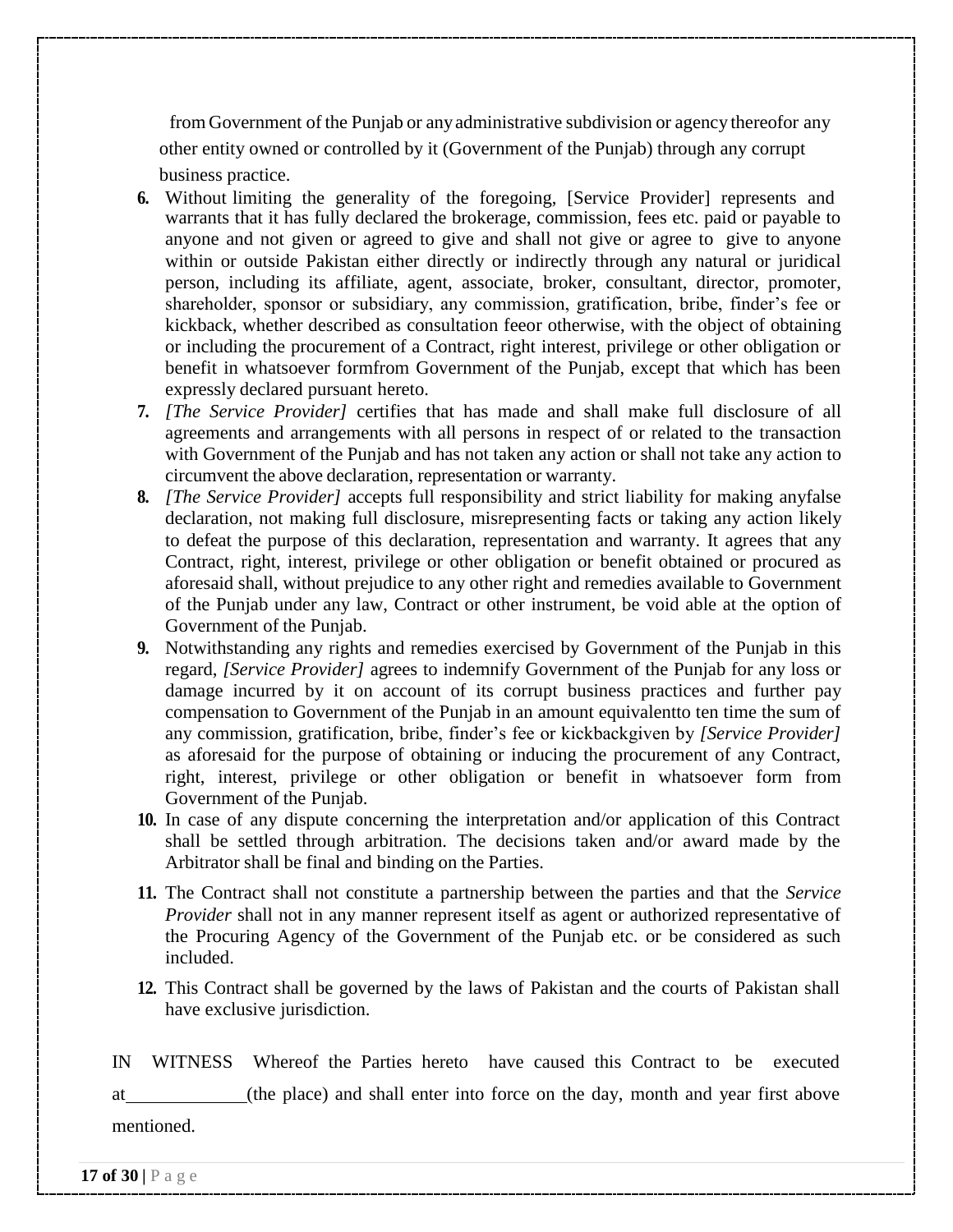from Government of the Punjab or any administrative subdivision or agency thereofor any other entity owned or controlled by it (Government of the Punjab) through any corrupt business practice.

6. Without limiting the generality of the foregoing, [Service Provider] represents and warrants that it has fully declared the brokerage, commission, fees etc. paid or payable to anyone and not given or agreed to give and shall not give or agree to give to anyone within or outside Pakistan either directly or indirectly through any natural or juridical person, including its affiliate, agent, associate, broker, consultant, director, promoter, shareholder, sponsor or subsidiary, any commission, gratification, bribe, finder's fee or kickback, whether described as consultation feeor otherwise, with the object of obtaining or including the procurement of a Contract, right interest, privilege or other obligation or benefit in whatsoever formfrom Government of the Punjab, except that which has been expressly declared pursuant hereto.
7. *[The Service Provider]* certifies that has made and shall make full disclosure of all agreements and arrangements with all persons in respect of or related to the transaction with Government of the Punjab and has not taken any action or shall not take any action to circumvent the above declaration, representation or warranty.
8. *[The Service Provider]* accepts full responsibility and strict liability for making anyfalse declaration, not making full disclosure, misrepresenting facts or taking any action likely to defeat the purpose of this declaration, representation and warranty. It agrees that any Contract, right, interest, privilege or other obligation or benefit obtained or procured as aforesaid shall, without prejudice to any other right and remedies available to Government of the Punjab under any law, Contract or other instrument, be void able at the option of Government of the Punjab.
9. Notwithstanding any rights and remedies exercised by Government of the Punjab in this regard, *[Service Provider]* agrees to indemnify Government of the Punjab for any loss or damage incurred by it on account of its corrupt business practices and further pay compensation to Government of the Punjab in an amount equivalentto ten time the sum of any commission, gratification, bribe, finder's fee or kickbackgiven by *[Service Provider]* as aforesaid for the purpose of obtaining or inducing the procurement of any Contract, right, interest, privilege or other obligation or benefit in whatsoever form from Government of the Punjab.
10. In case of any dispute concerning the interpretation and/or application of this Contract shall be settled through arbitration. The decisions taken and/or award made by the Arbitrator shall be final and binding on the Parties.
11. The Contract shall not constitute a partnership between the parties and that the *Service Provider* shall not in any manner represent itself as agent or authorized representative of the Procuring Agency of the Government of the Punjab etc. or be considered as such included.
12. This Contract shall be governed by the laws of Pakistan and the courts of Pakistan shall have exclusive jurisdiction.

IN WITNESS Whereof the Parties hereto have caused this Contract to be executed at\_\_\_\_\_\_\_\_\_\_\_\_(the place) and shall enter into force on the day, month and year first above mentioned.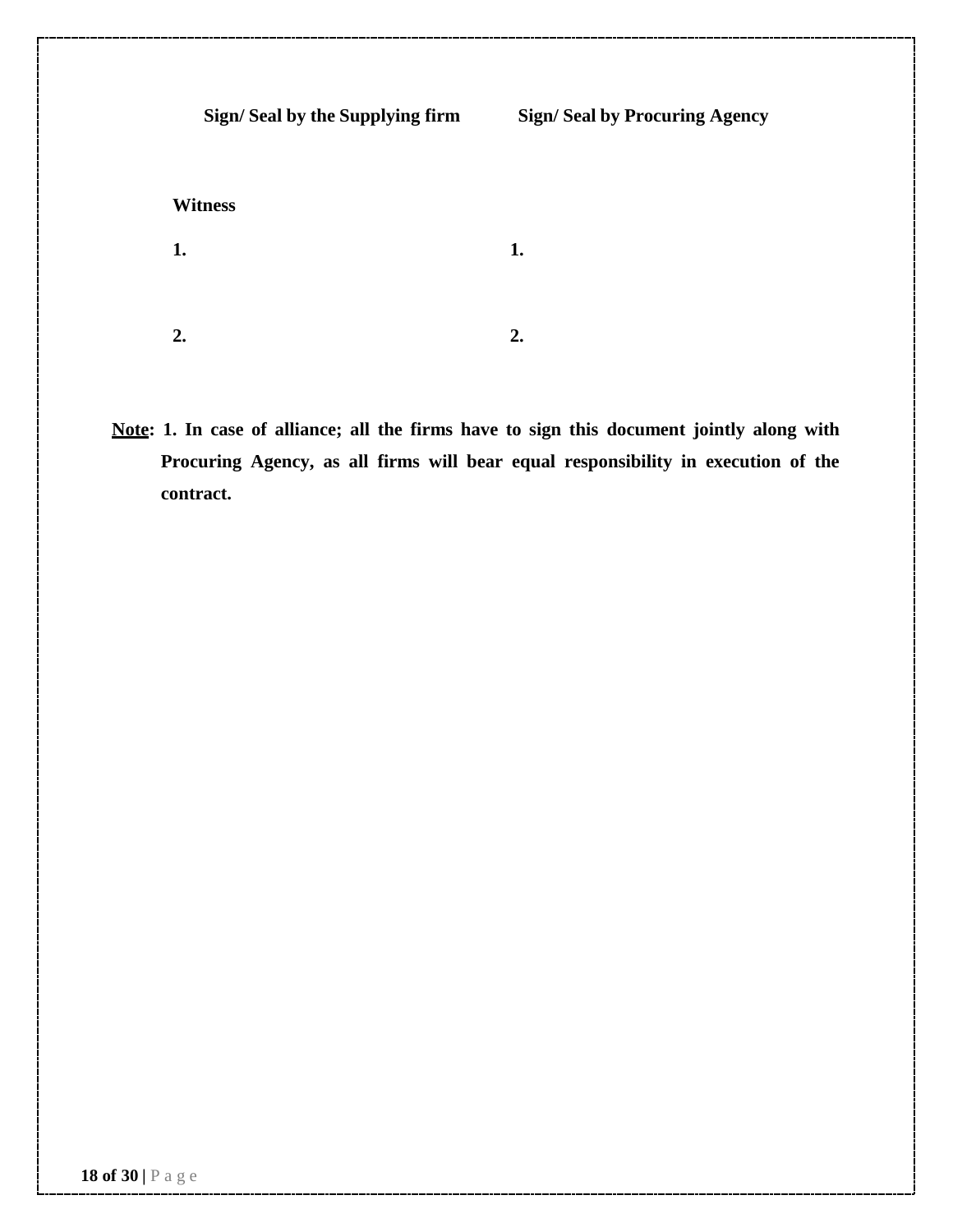| **Sign/ Seal by the Supplying firm** | **Sign/ Seal by Procuring Agency** |
|---|---|
| **Witness** | |
| **1.** | **1.** |
| **2.** | **2.** |

**<u>Note</u>: 1. In case of alliance; all the firms have to sign this document jointly along with Procuring Agency, as all firms will bear equal responsibility in execution of the contract.**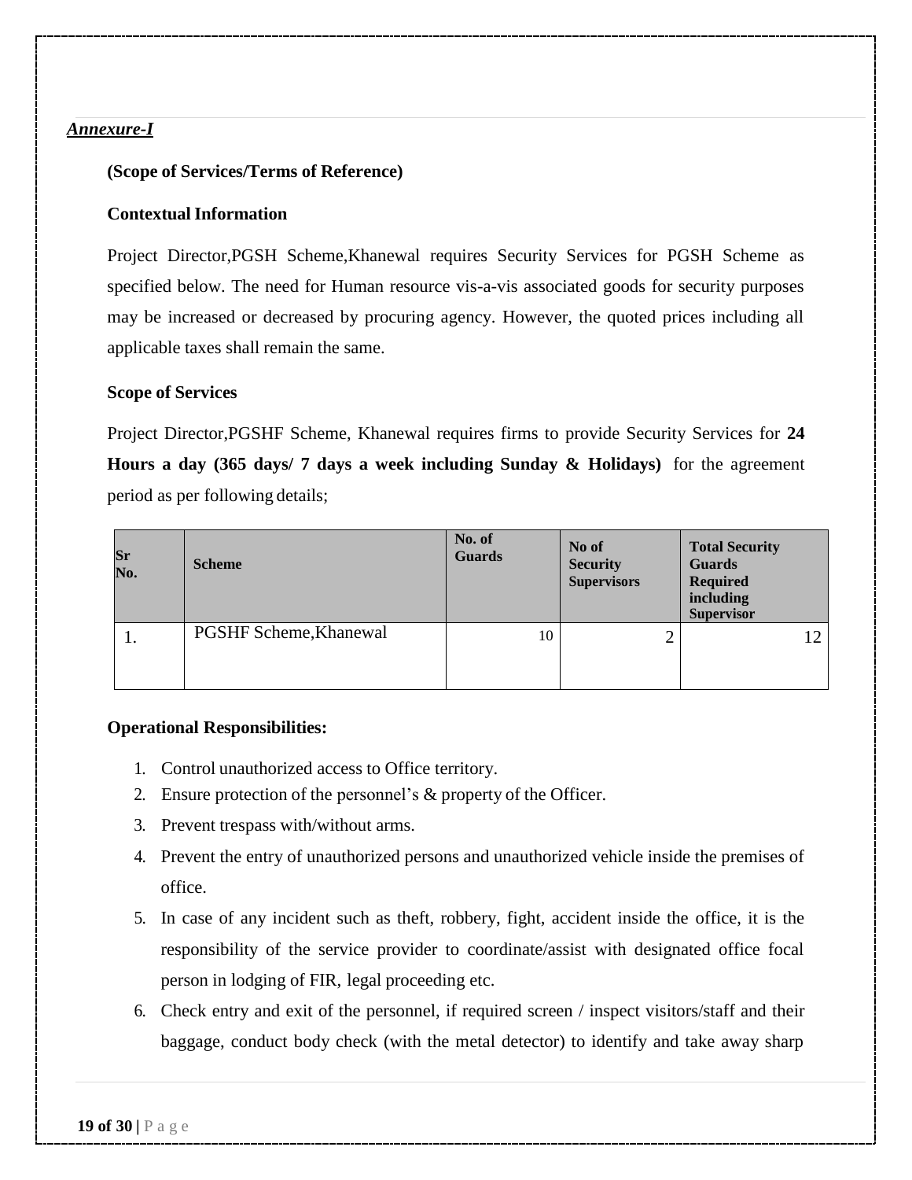***Annexure-I***

**(Scope of Services/Terms of Reference)**

**Contextual Information**

Project Director,PGSH Scheme,Khanewal requires Security Services for PGSH Scheme as specified below. The need for Human resource vis-a-vis associated goods for security purposes may be increased or decreased by procuring agency. However, the quoted prices including all applicable taxes shall remain the same.

**Scope of Services**

Project Director,PGSHF Scheme, Khanewal requires firms to provide Security Services for **24 Hours a day (365 days/ 7 days a week including Sunday & Holidays)** for the agreement period as per following details;

| Sr No. | Scheme | No. of Guards | No of Security Supervisors | Total Security Guards Required including Supervisor |
|---|---|---|---|---|
| 1. | PGSHF Scheme,Khanewal | 10 | 2 | 12 |

**Operational Responsibilities:**

1. Control unauthorized access to Office territory.
2. Ensure protection of the personnel's & property of the Officer.
3. Prevent trespass with/without arms.
4. Prevent the entry of unauthorized persons and unauthorized vehicle inside the premises of office.
5. In case of any incident such as theft, robbery, fight, accident inside the office, it is the responsibility of the service provider to coordinate/assist with designated office focal person in lodging of FIR, legal proceeding etc.
6. Check entry and exit of the personnel, if required screen / inspect visitors/staff and their baggage, conduct body check (with the metal detector) to identify and take away sharp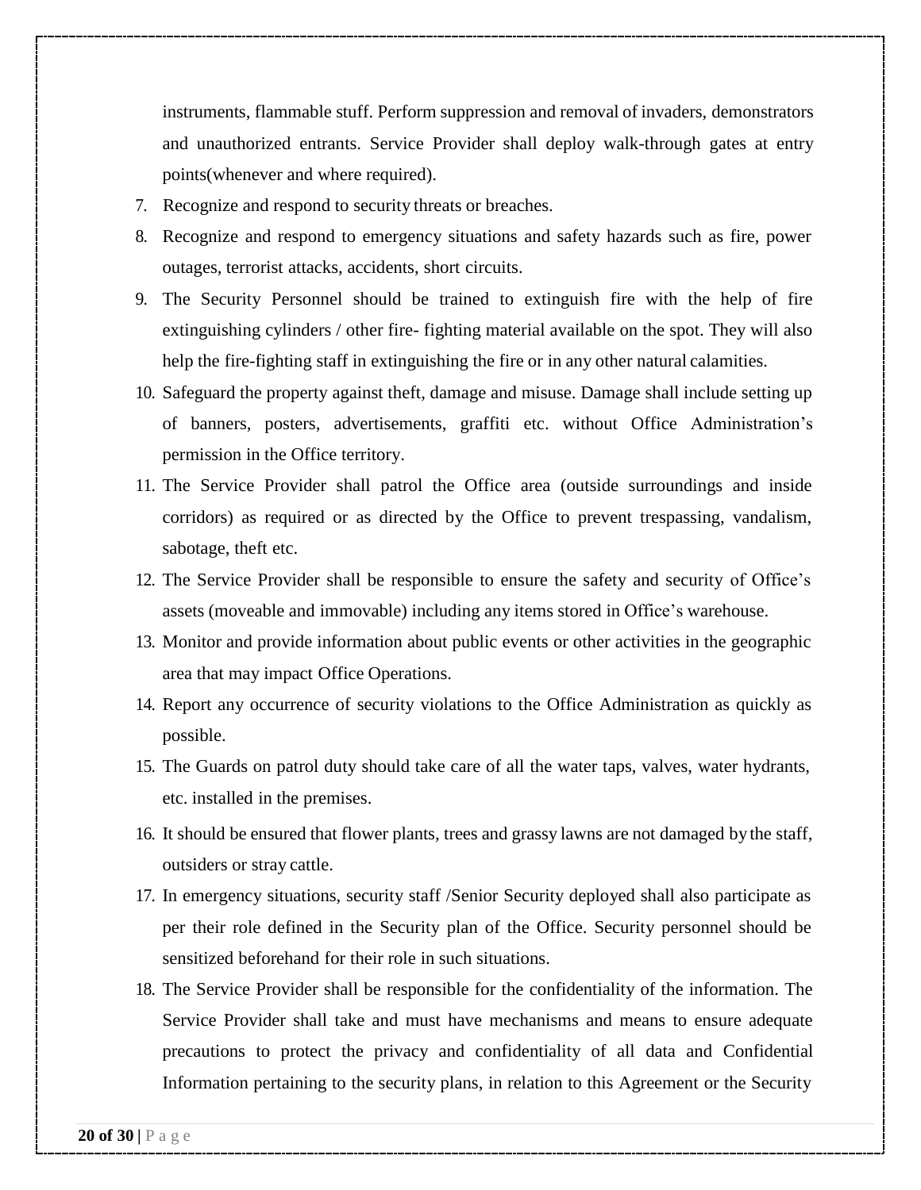instruments, flammable stuff. Perform suppression and removal of invaders, demonstrators and unauthorized entrants. Service Provider shall deploy walk-through gates at entry points(whenever and where required).

7. Recognize and respond to security threats or breaches.
8. Recognize and respond to emergency situations and safety hazards such as fire, power outages, terrorist attacks, accidents, short circuits.
9. The Security Personnel should be trained to extinguish fire with the help of fire extinguishing cylinders / other fire- fighting material available on the spot. They will also help the fire-fighting staff in extinguishing the fire or in any other natural calamities.
10. Safeguard the property against theft, damage and misuse. Damage shall include setting up of banners, posters, advertisements, graffiti etc. without Office Administration's permission in the Office territory.
11. The Service Provider shall patrol the Office area (outside surroundings and inside corridors) as required or as directed by the Office to prevent trespassing, vandalism, sabotage, theft etc.
12. The Service Provider shall be responsible to ensure the safety and security of Office's assets (moveable and immovable) including any items stored in Office's warehouse.
13. Monitor and provide information about public events or other activities in the geographic area that may impact Office Operations.
14. Report any occurrence of security violations to the Office Administration as quickly as possible.
15. The Guards on patrol duty should take care of all the water taps, valves, water hydrants, etc. installed in the premises.
16. It should be ensured that flower plants, trees and grassy lawns are not damaged by the staff, outsiders or stray cattle.
17. In emergency situations, security staff /Senior Security deployed shall also participate as per their role defined in the Security plan of the Office. Security personnel should be sensitized beforehand for their role in such situations.
18. The Service Provider shall be responsible for the confidentiality of the information. The Service Provider shall take and must have mechanisms and means to ensure adequate precautions to protect the privacy and confidentiality of all data and Confidential Information pertaining to the security plans, in relation to this Agreement or the Security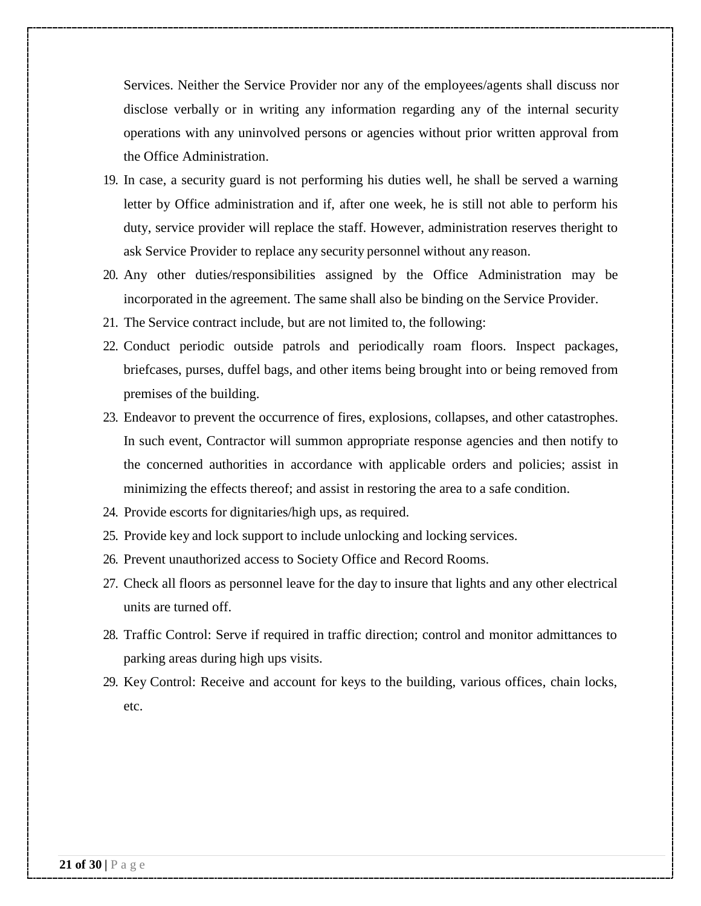Services. Neither the Service Provider nor any of the employees/agents shall discuss nor disclose verbally or in writing any information regarding any of the internal security operations with any uninvolved persons or agencies without prior written approval from the Office Administration.

19. In case, a security guard is not performing his duties well, he shall be served a warning letter by Office administration and if, after one week, he is still not able to perform his duty, service provider will replace the staff. However, administration reserves theright to ask Service Provider to replace any security personnel without any reason.
20. Any other duties/responsibilities assigned by the Office Administration may be incorporated in the agreement. The same shall also be binding on the Service Provider.
21. The Service contract include, but are not limited to, the following:
22. Conduct periodic outside patrols and periodically roam floors. Inspect packages, briefcases, purses, duffel bags, and other items being brought into or being removed from premises of the building.
23. Endeavor to prevent the occurrence of fires, explosions, collapses, and other catastrophes. In such event, Contractor will summon appropriate response agencies and then notify to the concerned authorities in accordance with applicable orders and policies; assist in minimizing the effects thereof; and assist in restoring the area to a safe condition.
24. Provide escorts for dignitaries/high ups, as required.
25. Provide key and lock support to include unlocking and locking services.
26. Prevent unauthorized access to Society Office and Record Rooms.
27. Check all floors as personnel leave for the day to insure that lights and any other electrical units are turned off.
28. Traffic Control: Serve if required in traffic direction; control and monitor admittances to parking areas during high ups visits.
29. Key Control: Receive and account for keys to the building, various offices, chain locks, etc.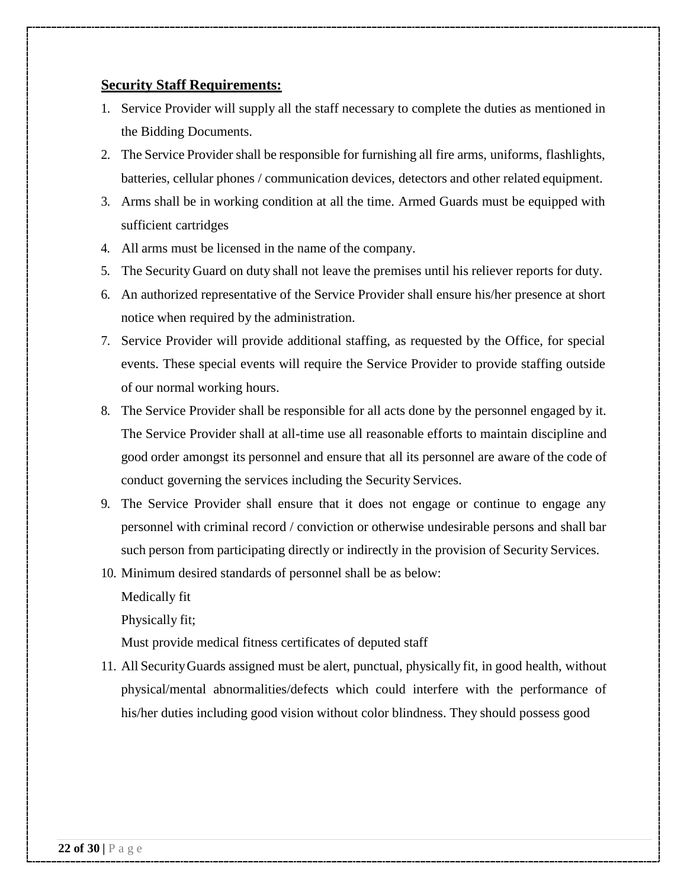**Security Staff Requirements:**

1. Service Provider will supply all the staff necessary to complete the duties as mentioned in the Bidding Documents.
2. The Service Provider shall be responsible for furnishing all fire arms, uniforms, flashlights, batteries, cellular phones / communication devices, detectors and other related equipment.
3. Arms shall be in working condition at all the time. Armed Guards must be equipped with sufficient cartridges
4. All arms must be licensed in the name of the company.
5. The Security Guard on duty shall not leave the premises until his reliever reports for duty.
6. An authorized representative of the Service Provider shall ensure his/her presence at short notice when required by the administration.
7. Service Provider will provide additional staffing, as requested by the Office, for special events. These special events will require the Service Provider to provide staffing outside of our normal working hours.
8. The Service Provider shall be responsible for all acts done by the personnel engaged by it. The Service Provider shall at all-time use all reasonable efforts to maintain discipline and good order amongst its personnel and ensure that all its personnel are aware of the code of conduct governing the services including the Security Services.
9. The Service Provider shall ensure that it does not engage or continue to engage any personnel with criminal record / conviction or otherwise undesirable persons and shall bar such person from participating directly or indirectly in the provision of Security Services.
10. Minimum desired standards of personnel shall be as below:

    Medically fit

    Physically fit;

    Must provide medical fitness certificates of deputed staff
11. All Security Guards assigned must be alert, punctual, physically fit, in good health, without physical/mental abnormalities/defects which could interfere with the performance of his/her duties including good vision without color blindness. They should possess good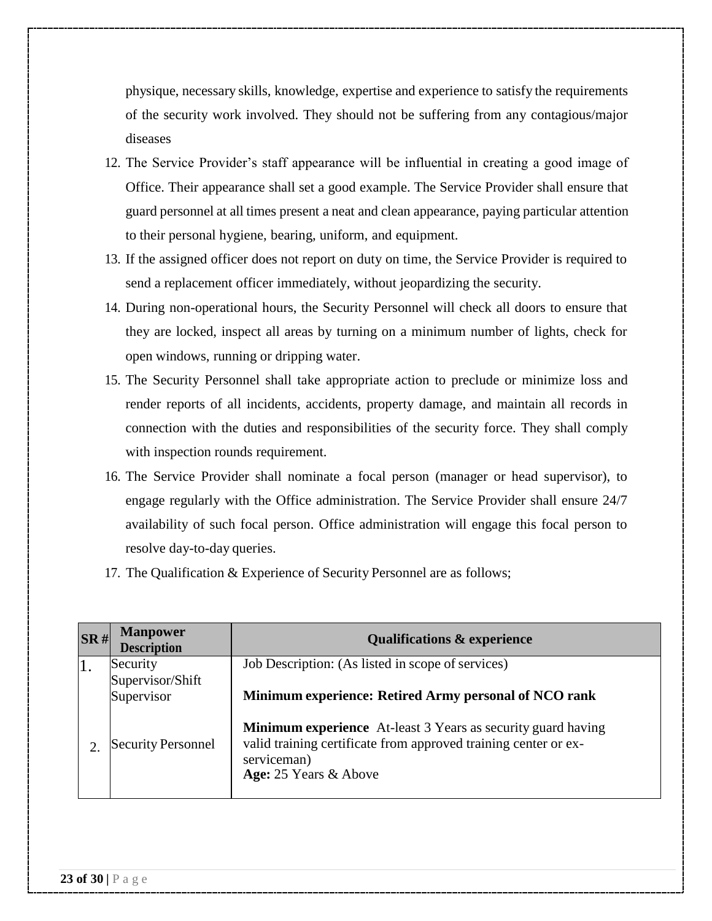physique, necessary skills, knowledge, expertise and experience to satisfy the requirements of the security work involved. They should not be suffering from any contagious/major diseases

12. The Service Provider's staff appearance will be influential in creating a good image of Office. Their appearance shall set a good example. The Service Provider shall ensure that guard personnel at all times present a neat and clean appearance, paying particular attention to their personal hygiene, bearing, uniform, and equipment.
13. If the assigned officer does not report on duty on time, the Service Provider is required to send a replacement officer immediately, without jeopardizing the security.
14. During non-operational hours, the Security Personnel will check all doors to ensure that they are locked, inspect all areas by turning on a minimum number of lights, check for open windows, running or dripping water.
15. The Security Personnel shall take appropriate action to preclude or minimize loss and render reports of all incidents, accidents, property damage, and maintain all records in connection with the duties and responsibilities of the security force. They shall comply with inspection rounds requirement.
16. The Service Provider shall nominate a focal person (manager or head supervisor), to engage regularly with the Office administration. The Service Provider shall ensure 24/7 availability of such focal person. Office administration will engage this focal person to resolve day-to-day queries.
17. The Qualification & Experience of Security Personnel are as follows;

| SR # | Manpower Description | Qualifications & experience |
|---|---|---|
| 1. | Security Supervisor/Shift Supervisor | Job Description: (As listed in scope of services)<br><br>**Minimum experience: Retired Army personal of NCO rank** |
| 2. | Security Personnel | **Minimum experience** At-least 3 Years as security guard having valid training certificate from approved training center or ex-serviceman)<br>**Age:** 25 Years & Above |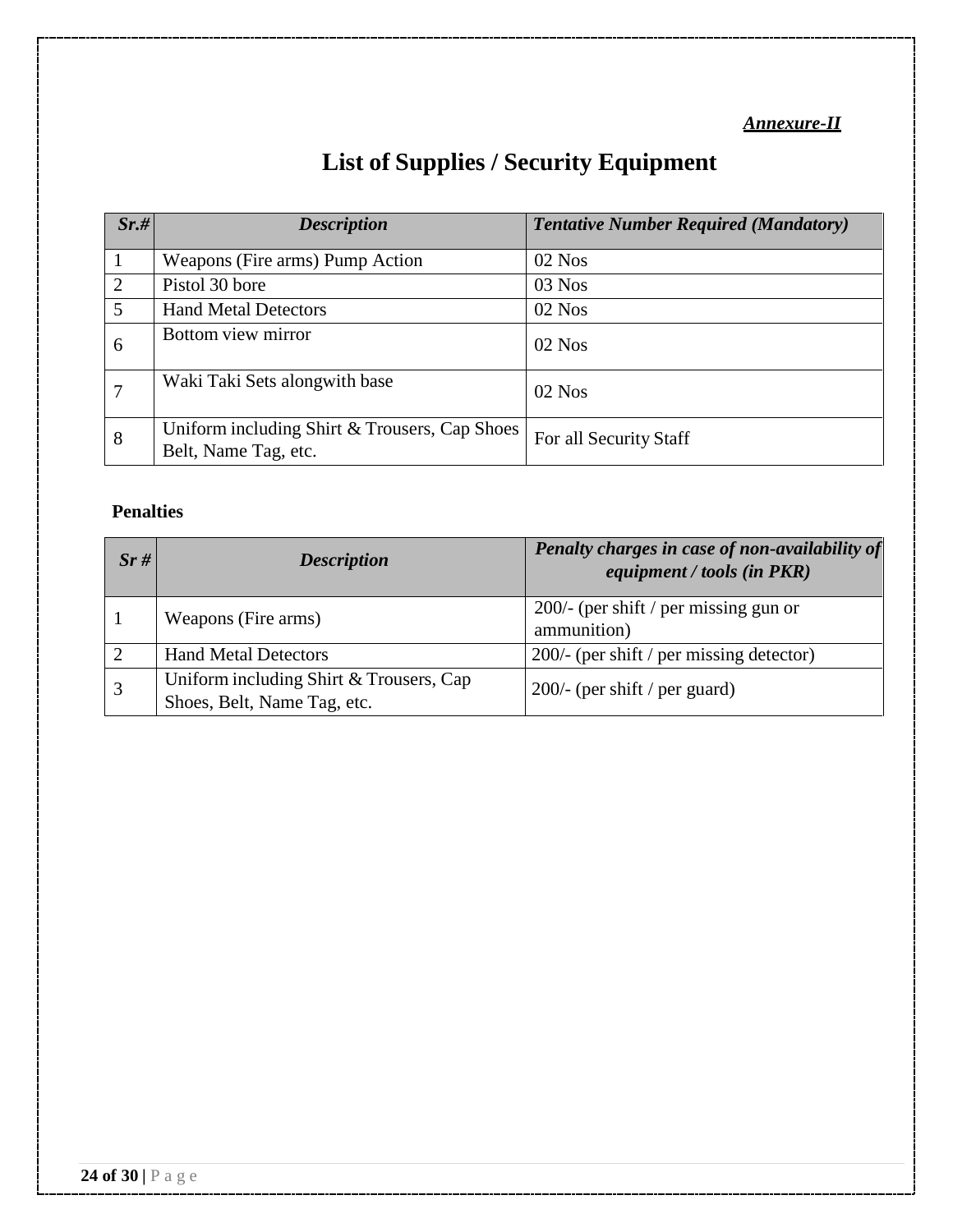***Annexure-II***

# List of Supplies / Security Equipment

| ***Sr.#*** | ***Description*** | ***Tentative Number Required (Mandatory)*** |
|---|---|---|
| 1 | Weapons (Fire arms) Pump Action | 02 Nos |
| 2 | Pistol 30 bore | 03 Nos |
| 5 | Hand Metal Detectors | 02 Nos |
| 6 | Bottom view mirror | 02 Nos |
| 7 | Waki Taki Sets alongwith base | 02 Nos |
| 8 | Uniform including Shirt & Trousers, Cap Shoes Belt, Name Tag, etc. | For all Security Staff |

**Penalties**

| ***Sr #*** | ***Description*** | ***Penalty charges in case of non-availability of equipment / tools (in PKR)*** |
|---|---|---|
| 1 | Weapons (Fire arms) | 200/- (per shift / per missing gun or ammunition) |
| 2 | Hand Metal Detectors | 200/- (per shift / per missing detector) |
| 3 | Uniform including Shirt & Trousers, Cap Shoes, Belt, Name Tag, etc. | 200/- (per shift / per guard) |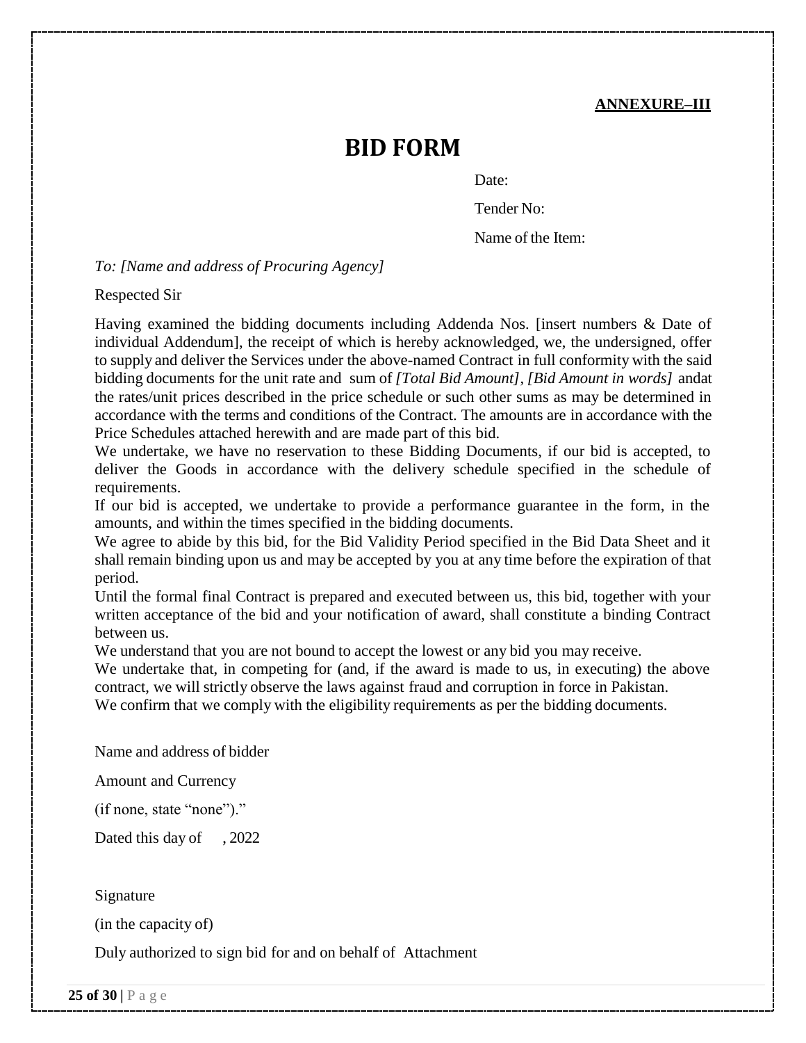**ANNEXURE–III**

# BID FORM

Date:

Tender No:

Name of the Item:

*To: [Name and address of Procuring Agency]*

Respected Sir

Having examined the bidding documents including Addenda Nos. [insert numbers & Date of individual Addendum], the receipt of which is hereby acknowledged, we, the undersigned, offer to supply and deliver the Services under the above-named Contract in full conformity with the said bidding documents for the unit rate and sum of *[Total Bid Amount]*, *[Bid Amount in words]* andat the rates/unit prices described in the price schedule or such other sums as may be determined in accordance with the terms and conditions of the Contract. The amounts are in accordance with the Price Schedules attached herewith and are made part of this bid.

We undertake, we have no reservation to these Bidding Documents, if our bid is accepted, to deliver the Goods in accordance with the delivery schedule specified in the schedule of requirements.

If our bid is accepted, we undertake to provide a performance guarantee in the form, in the amounts, and within the times specified in the bidding documents.

We agree to abide by this bid, for the Bid Validity Period specified in the Bid Data Sheet and it shall remain binding upon us and may be accepted by you at any time before the expiration of that period.

Until the formal final Contract is prepared and executed between us, this bid, together with your written acceptance of the bid and your notification of award, shall constitute a binding Contract between us.

We understand that you are not bound to accept the lowest or any bid you may receive.

We undertake that, in competing for (and, if the award is made to us, in executing) the above contract, we will strictly observe the laws against fraud and corruption in force in Pakistan.

We confirm that we comply with the eligibility requirements as per the bidding documents.

Name and address of bidder

Amount and Currency

(if none, state "none")."

Dated this day of , 2022

Signature

(in the capacity of)

Duly authorized to sign bid for and on behalf of Attachment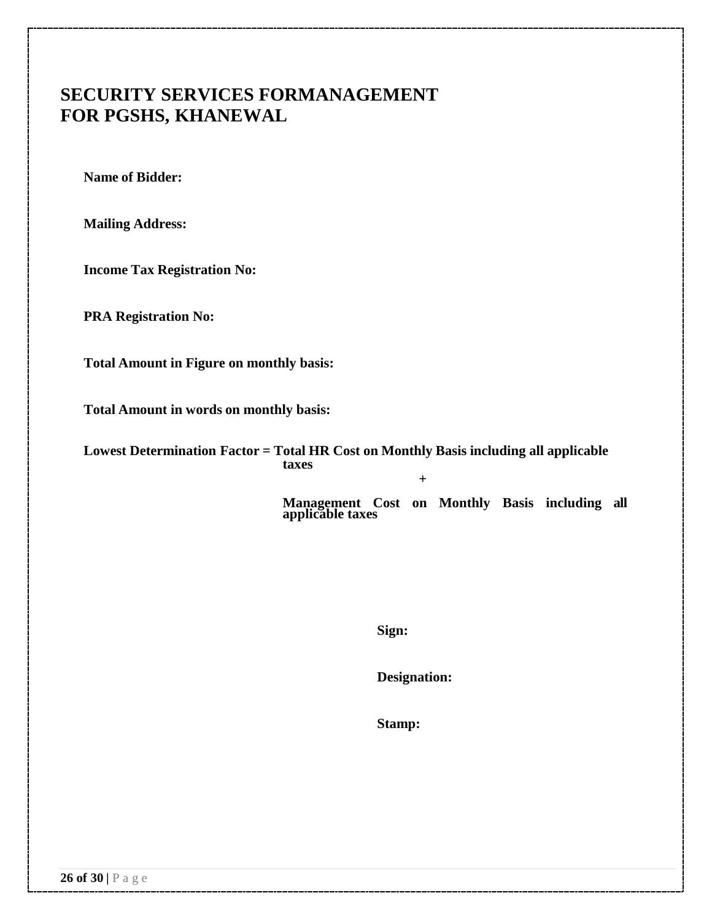# SECURITY SERVICES FORMANAGEMENT FOR PGSHS, KHANEWAL

**Name of Bidder:**

**Mailing Address:**

**Income Tax Registration No:**

**PRA Registration No:**

**Total Amount in Figure on monthly basis:**

**Total Amount in words on monthly basis:**

**Lowest Determination Factor = Total HR Cost on Monthly Basis including all applicable taxes**

**+**

**Management Cost on Monthly Basis including all applicable taxes**

**Sign:**

**Designation:**

**Stamp:**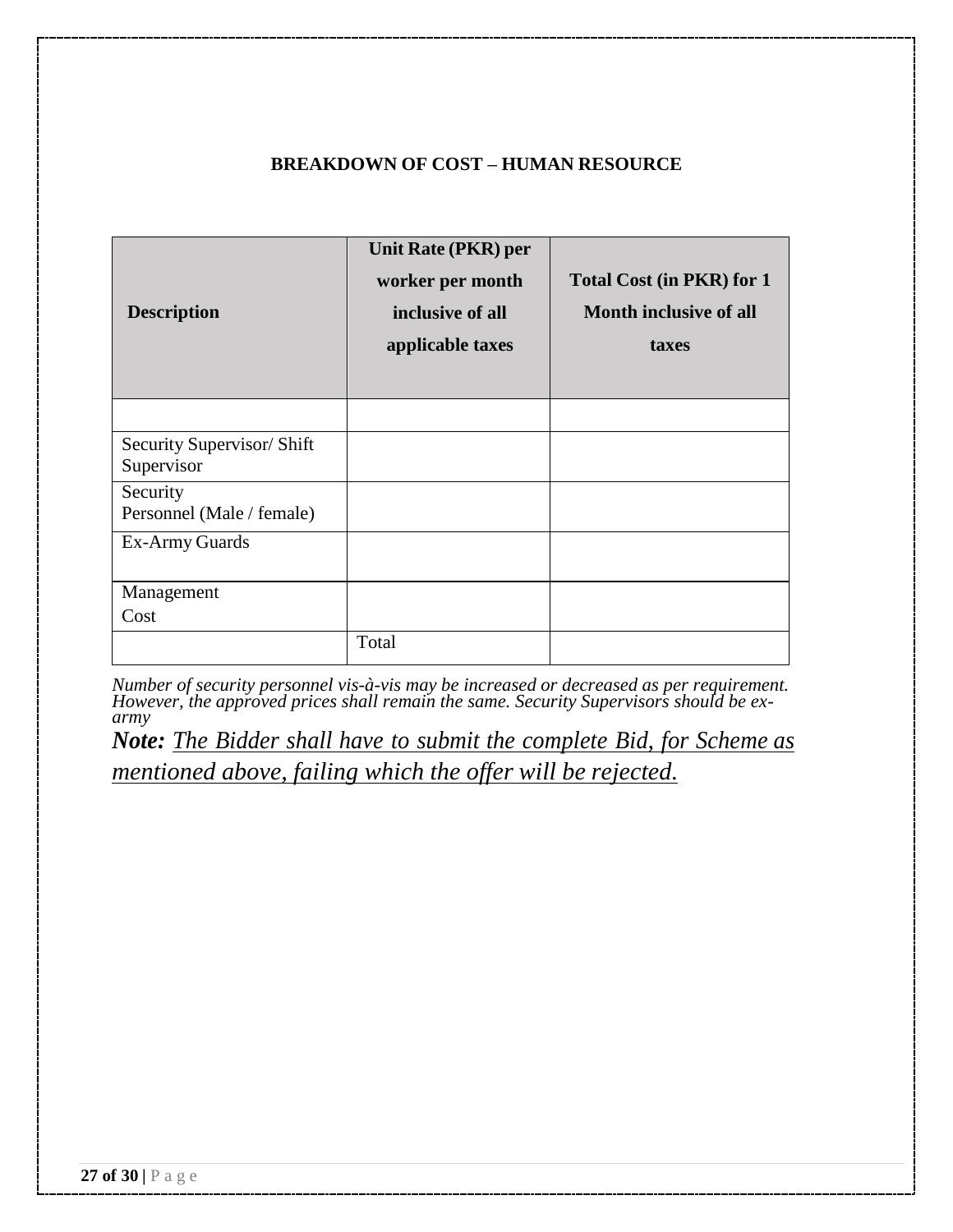**BREAKDOWN OF COST – HUMAN RESOURCE**

| Description | Unit Rate (PKR) per worker per month inclusive of all applicable taxes | Total Cost (in PKR) for 1 Month inclusive of all taxes |
|---|---|---|
| | | |
| Security Supervisor/ Shift Supervisor | | |
| Security Personnel (Male / female) | | |
| Ex-Army Guards | | |
| Management Cost | | |
| | Total | |

*Number of security personnel vis-à-vis may be increased or decreased as per requirement. However, the approved prices shall remain the same. Security Supervisors should be ex-army*

***Note:*** *The Bidder shall have to submit the complete Bid, for Scheme as mentioned above, failing which the offer will be rejected.*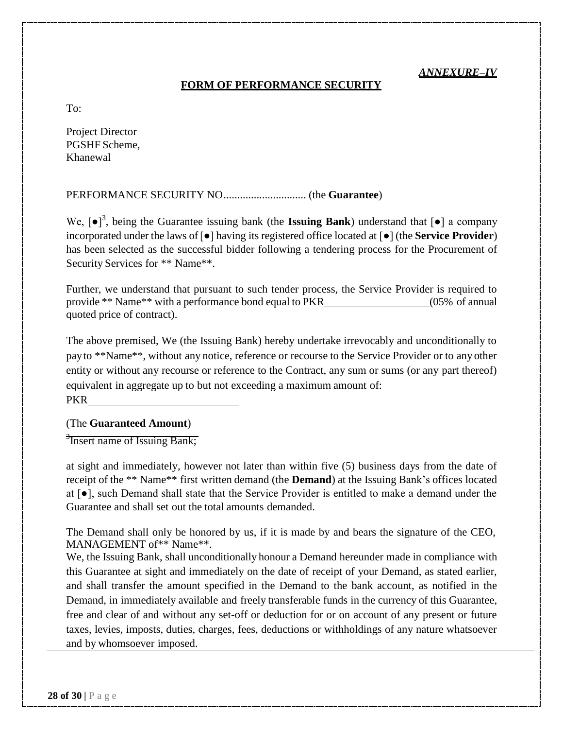*ANNEXURE–IV*

**FORM OF PERFORMANCE SECURITY**

To:

Project Director
PGSHF Scheme,
Khanewal

PERFORMANCE SECURITY NO.............................. (the **Guarantee**)

We, [●][3], being the Guarantee issuing bank (the **Issuing Bank**) understand that [●] a company incorporated under the laws of [●] having its registered office located at [●] (the **Service Provider**) has been selected as the successful bidder following a tendering process for the Procurement of Security Services for ** Name**.

Further, we understand that pursuant to such tender process, the Service Provider is required to provide ** Name** with a performance bond equal to PKR\_\_\_\_\_\_\_\_\_\_\_\_\_\_\_\_\_\_\_(05% of annual quoted price of contract).

The above premised, We (the Issuing Bank) hereby undertake irrevocably and unconditionally to pay to **Name**, without any notice, reference or recourse to the Service Provider or to any other entity or without any recourse or reference to the Contract, any sum or sums (or any part thereof) equivalent in aggregate up to but not exceeding a maximum amount of:
PKR\_\_\_\_\_\_\_\_\_\_\_\_\_\_\_\_\_\_\_\_\_\_\_\_\_\_\_

(The **Guaranteed Amount**)

[3] Insert name of Issuing Bank;

at sight and immediately, however not later than within five (5) business days from the date of receipt of the ** Name** first written demand (the **Demand**) at the Issuing Bank's offices located at [●], such Demand shall state that the Service Provider is entitled to make a demand under the Guarantee and shall set out the total amounts demanded.

The Demand shall only be honored by us, if it is made by and bears the signature of the CEO, MANAGEMENT of** Name**.
We, the Issuing Bank, shall unconditionally honour a Demand hereunder made in compliance with this Guarantee at sight and immediately on the date of receipt of your Demand, as stated earlier, and shall transfer the amount specified in the Demand to the bank account, as notified in the Demand, in immediately available and freely transferable funds in the currency of this Guarantee, free and clear of and without any set-off or deduction for or on account of any present or future taxes, levies, imposts, duties, charges, fees, deductions or withholdings of any nature whatsoever and by whomsoever imposed.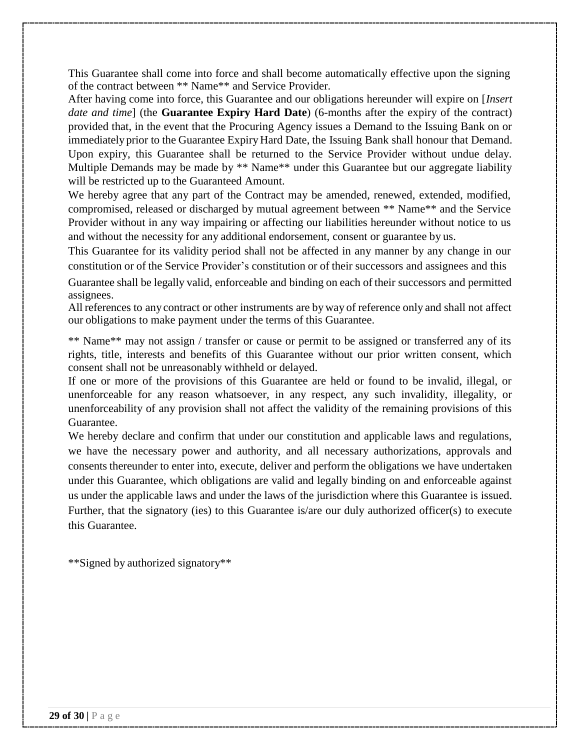This Guarantee shall come into force and shall become automatically effective upon the signing of the contract between ** Name** and Service Provider.

After having come into force, this Guarantee and our obligations hereunder will expire on [*Insert date and time*] (the **Guarantee Expiry Hard Date**) (6-months after the expiry of the contract) provided that, in the event that the Procuring Agency issues a Demand to the Issuing Bank on or immediately prior to the Guarantee Expiry Hard Date, the Issuing Bank shall honour that Demand. Upon expiry, this Guarantee shall be returned to the Service Provider without undue delay. Multiple Demands may be made by ** Name** under this Guarantee but our aggregate liability will be restricted up to the Guaranteed Amount.

We hereby agree that any part of the Contract may be amended, renewed, extended, modified, compromised, released or discharged by mutual agreement between ** Name** and the Service Provider without in any way impairing or affecting our liabilities hereunder without notice to us and without the necessity for any additional endorsement, consent or guarantee by us.

This Guarantee for its validity period shall not be affected in any manner by any change in our constitution or of the Service Provider's constitution or of their successors and assignees and this Guarantee shall be legally valid, enforceable and binding on each of their successors and permitted assignees.

All references to any contract or other instruments are by way of reference only and shall not affect our obligations to make payment under the terms of this Guarantee.

** Name** may not assign / transfer or cause or permit to be assigned or transferred any of its rights, title, interests and benefits of this Guarantee without our prior written consent, which consent shall not be unreasonably withheld or delayed.

If one or more of the provisions of this Guarantee are held or found to be invalid, illegal, or unenforceable for any reason whatsoever, in any respect, any such invalidity, illegality, or unenforceability of any provision shall not affect the validity of the remaining provisions of this Guarantee.

We hereby declare and confirm that under our constitution and applicable laws and regulations, we have the necessary power and authority, and all necessary authorizations, approvals and consents thereunder to enter into, execute, deliver and perform the obligations we have undertaken under this Guarantee, which obligations are valid and legally binding on and enforceable against us under the applicable laws and under the laws of the jurisdiction where this Guarantee is issued. Further, that the signatory (ies) to this Guarantee is/are our duly authorized officer(s) to execute this Guarantee.

**Signed by authorized signatory**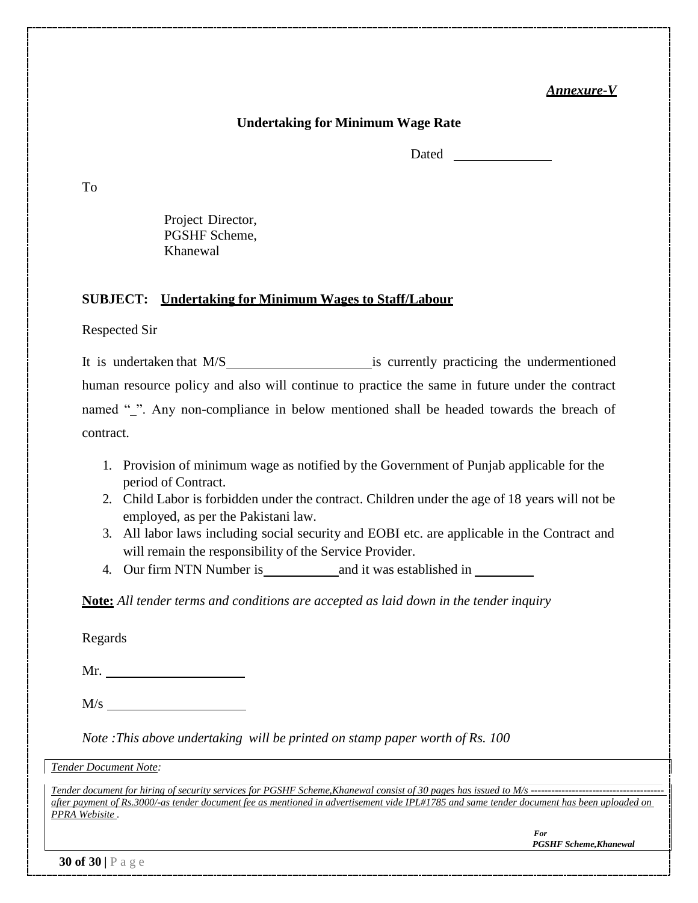***Annexure-V***

**Undertaking for Minimum Wage Rate**

Dated ______________

To

Project Director,
PGSHF Scheme,
Khanewal

**SUBJECT: Undertaking for Minimum Wages to Staff/Labour**

Respected Sir

It is undertaken that M/S____________________is currently practicing the undermentioned human resource policy and also will continue to practice the same in future under the contract named "_". Any non-compliance in below mentioned shall be headed towards the breach of contract.

1. Provision of minimum wage as notified by the Government of Punjab applicable for the period of Contract.
2. Child Labor is forbidden under the contract. Children under the age of 18 years will not be employed, as per the Pakistani law.
3. All labor laws including social security and EOBI etc. are applicable in the Contract and will remain the responsibility of the Service Provider.
4. Our firm NTN Number is__________and it was established in ________

**Note:** *All tender terms and conditions are accepted as laid down in the tender inquiry*

Regards

Mr. ____________________

M/s ____________________

*Note :This above undertaking will be printed on stamp paper worth of Rs. 100*

*Tender Document Note:*

*Tender document for hiring of security services for PGSHF Scheme,Khanewal consist of 30 pages has issued to M/s --------------------------------------- after payment of Rs.3000/-as tender document fee as mentioned in advertisement vide IPL#1785 and same tender document has been uploaded on PPRA Webisite .*

***For***
***PGSHF Scheme,Khanewal***